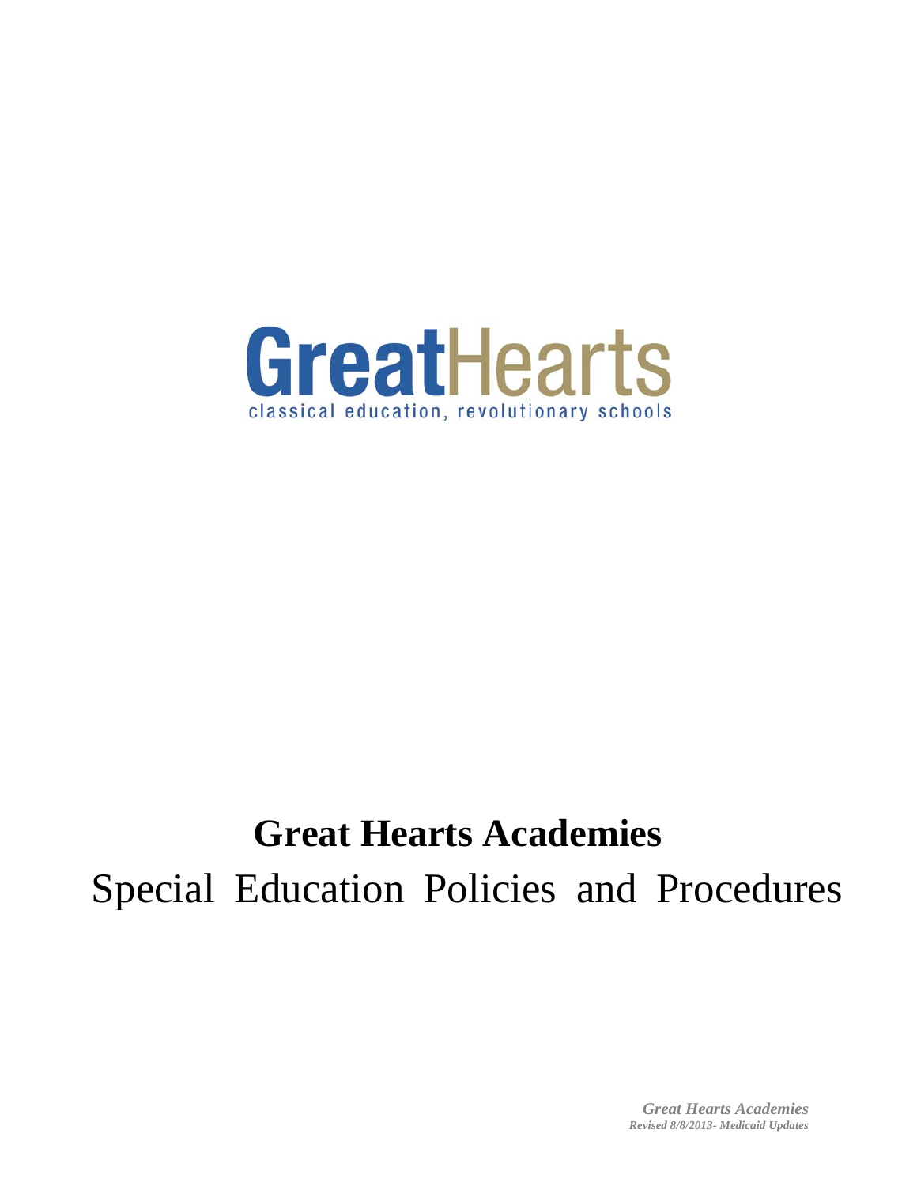GreatHearts

classical education, revolutionary schools

# Great Hearts Academies

## Special Education Policies and Procedures

*Great Hearts Academies*
***Revised 8/8/2013- Medicaid Updates***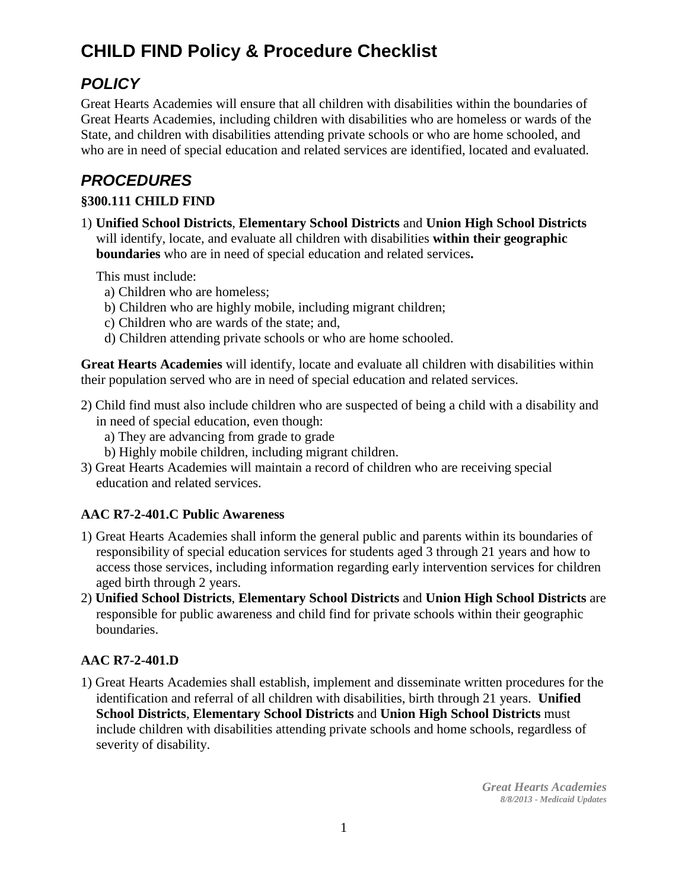# CHILD FIND Policy & Procedure Checklist

## *POLICY*

Great Hearts Academies will ensure that all children with disabilities within the boundaries of Great Hearts Academies, including children with disabilities who are homeless or wards of the State, and children with disabilities attending private schools or who are home schooled, and who are in need of special education and related services are identified, located and evaluated.

## *PROCEDURES*

### §300.111 CHILD FIND

1) **Unified School Districts**, **Elementary School Districts** and **Union High School Districts** will identify, locate, and evaluate all children with disabilities **within their geographic boundaries** who are in need of special education and related services**.**

   This must include:
   a) Children who are homeless;
   b) Children who are highly mobile, including migrant children;
   c) Children who are wards of the state; and,
   d) Children attending private schools or who are home schooled.

**Great Hearts Academies** will identify, locate and evaluate all children with disabilities within their population served who are in need of special education and related services.

2) Child find must also include children who are suspected of being a child with a disability and in need of special education, even though:
   a) They are advancing from grade to grade
   b) Highly mobile children, including migrant children.
3) Great Hearts Academies will maintain a record of children who are receiving special education and related services.

### AAC R7-2-401.C Public Awareness

1) Great Hearts Academies shall inform the general public and parents within its boundaries of responsibility of special education services for students aged 3 through 21 years and how to access those services, including information regarding early intervention services for children aged birth through 2 years.
2) **Unified School Districts**, **Elementary School Districts** and **Union High School Districts** are responsible for public awareness and child find for private schools within their geographic boundaries.

### AAC R7-2-401.D

1) Great Hearts Academies shall establish, implement and disseminate written procedures for the identification and referral of all children with disabilities, birth through 21 years. **Unified School Districts**, **Elementary School Districts** and **Union High School Districts** must include children with disabilities attending private schools and home schools, regardless of severity of disability.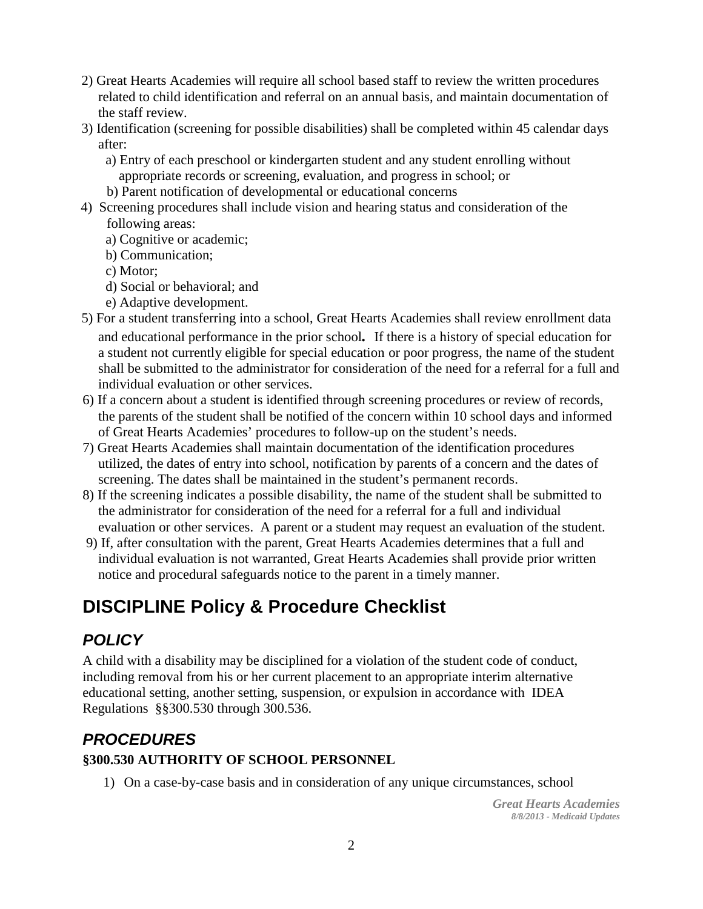2) Great Hearts Academies will require all school based staff to review the written procedures related to child identification and referral on an annual basis, and maintain documentation of the staff review.

3) Identification (screening for possible disabilities) shall be completed within 45 calendar days after:
   a) Entry of each preschool or kindergarten student and any student enrolling without appropriate records or screening, evaluation, and progress in school; or
   b) Parent notification of developmental or educational concerns

4) Screening procedures shall include vision and hearing status and consideration of the following areas:
   a) Cognitive or academic;
   b) Communication;
   c) Motor;
   d) Social or behavioral; and
   e) Adaptive development.

5) For a student transferring into a school, Great Hearts Academies shall review enrollment data and educational performance in the prior school**.** If there is a history of special education for a student not currently eligible for special education or poor progress, the name of the student shall be submitted to the administrator for consideration of the need for a referral for a full and individual evaluation or other services.

6) If a concern about a student is identified through screening procedures or review of records, the parents of the student shall be notified of the concern within 10 school days and informed of Great Hearts Academies' procedures to follow-up on the student's needs.

7) Great Hearts Academies shall maintain documentation of the identification procedures utilized, the dates of entry into school, notification by parents of a concern and the dates of screening. The dates shall be maintained in the student's permanent records.

8) If the screening indicates a possible disability, the name of the student shall be submitted to the administrator for consideration of the need for a referral for a full and individual evaluation or other services. A parent or a student may request an evaluation of the student.

9) If, after consultation with the parent, Great Hearts Academies determines that a full and individual evaluation is not warranted, Great Hearts Academies shall provide prior written notice and procedural safeguards notice to the parent in a timely manner.

# DISCIPLINE Policy & Procedure Checklist

## *POLICY*

A child with a disability may be disciplined for a violation of the student code of conduct, including removal from his or her current placement to an appropriate interim alternative educational setting, another setting, suspension, or expulsion in accordance with IDEA Regulations §§300.530 through 300.536.

## *PROCEDURES*

**§300.530 AUTHORITY OF SCHOOL PERSONNEL**

1) On a case-by-case basis and in consideration of any unique circumstances, school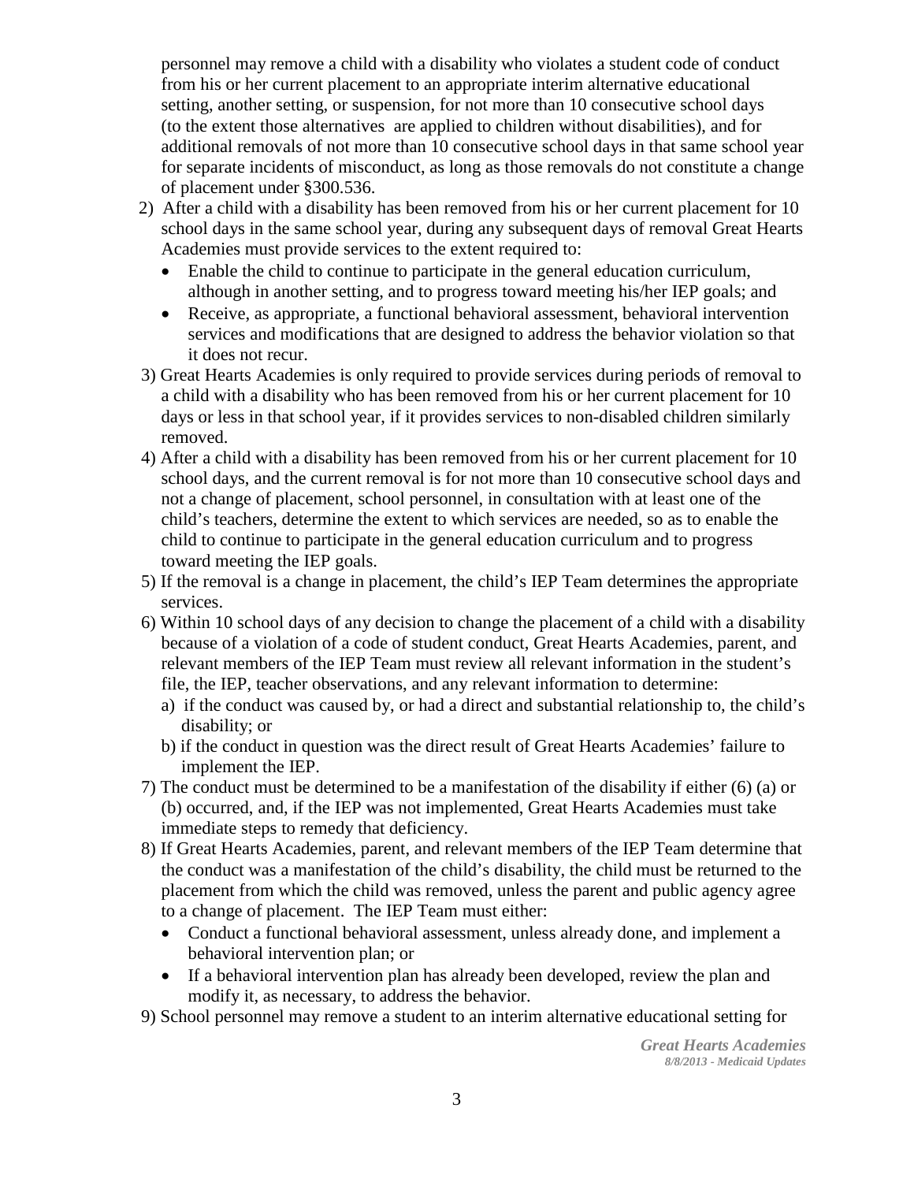personnel may remove a child with a disability who violates a student code of conduct from his or her current placement to an appropriate interim alternative educational setting, another setting, or suspension, for not more than 10 consecutive school days (to the extent those alternatives are applied to children without disabilities), and for additional removals of not more than 10 consecutive school days in that same school year for separate incidents of misconduct, as long as those removals do not constitute a change of placement under §300.536.

2) After a child with a disability has been removed from his or her current placement for 10 school days in the same school year, during any subsequent days of removal Great Hearts Academies must provide services to the extent required to:
   - Enable the child to continue to participate in the general education curriculum, although in another setting, and to progress toward meeting his/her IEP goals; and
   - Receive, as appropriate, a functional behavioral assessment, behavioral intervention services and modifications that are designed to address the behavior violation so that it does not recur.
3) Great Hearts Academies is only required to provide services during periods of removal to a child with a disability who has been removed from his or her current placement for 10 days or less in that school year, if it provides services to non-disabled children similarly removed.
4) After a child with a disability has been removed from his or her current placement for 10 school days, and the current removal is for not more than 10 consecutive school days and not a change of placement, school personnel, in consultation with at least one of the child's teachers, determine the extent to which services are needed, so as to enable the child to continue to participate in the general education curriculum and to progress toward meeting the IEP goals.
5) If the removal is a change in placement, the child's IEP Team determines the appropriate services.
6) Within 10 school days of any decision to change the placement of a child with a disability because of a violation of a code of student conduct, Great Hearts Academies, parent, and relevant members of the IEP Team must review all relevant information in the student's file, the IEP, teacher observations, and any relevant information to determine:
   a) if the conduct was caused by, or had a direct and substantial relationship to, the child's disability; or
   b) if the conduct in question was the direct result of Great Hearts Academies' failure to implement the IEP.
7) The conduct must be determined to be a manifestation of the disability if either (6) (a) or (b) occurred, and, if the IEP was not implemented, Great Hearts Academies must take immediate steps to remedy that deficiency.
8) If Great Hearts Academies, parent, and relevant members of the IEP Team determine that the conduct was a manifestation of the child's disability, the child must be returned to the placement from which the child was removed, unless the parent and public agency agree to a change of placement. The IEP Team must either:
   - Conduct a functional behavioral assessment, unless already done, and implement a behavioral intervention plan; or
   - If a behavioral intervention plan has already been developed, review the plan and modify it, as necessary, to address the behavior.
9) School personnel may remove a student to an interim alternative educational setting for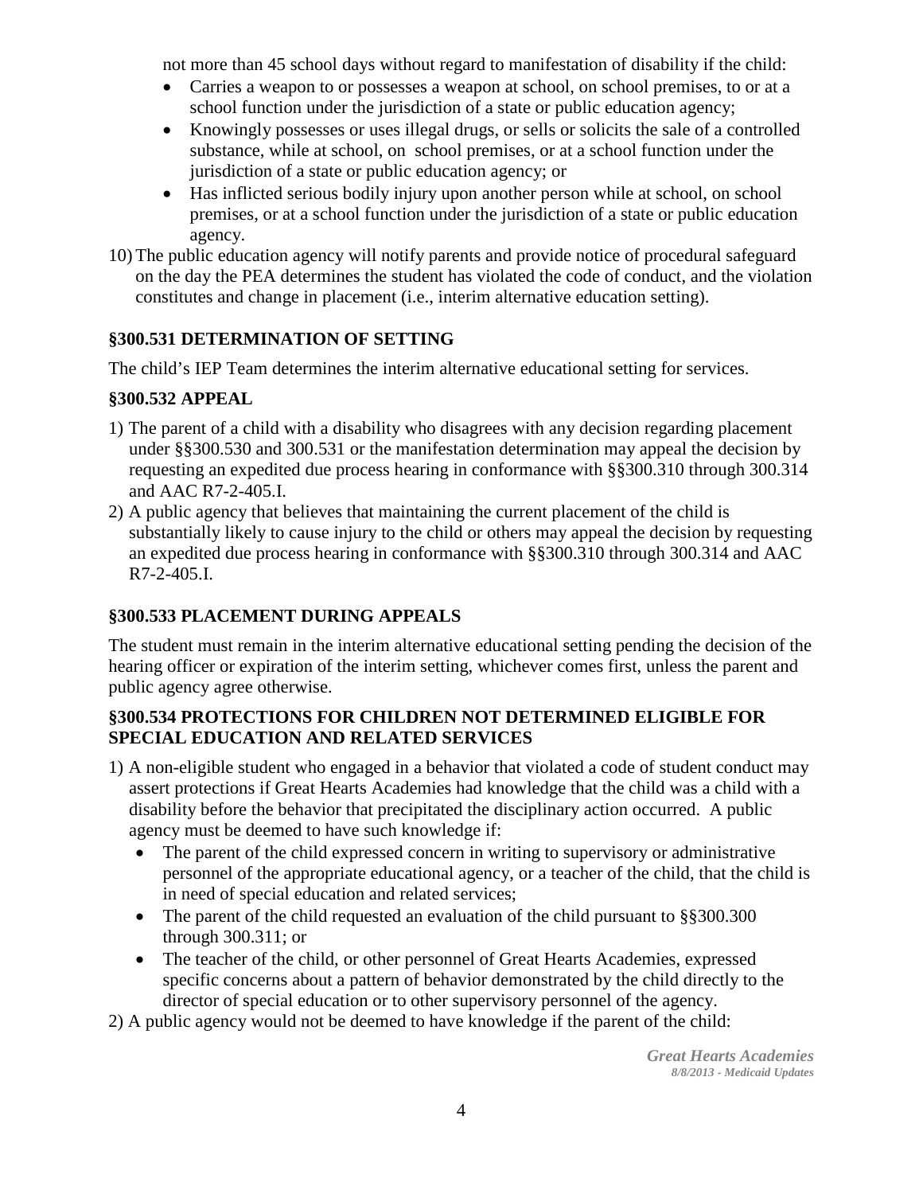not more than 45 school days without regard to manifestation of disability if the child:

- Carries a weapon to or possesses a weapon at school, on school premises, to or at a school function under the jurisdiction of a state or public education agency;
- Knowingly possesses or uses illegal drugs, or sells or solicits the sale of a controlled substance, while at school, on school premises, or at a school function under the jurisdiction of a state or public education agency; or
- Has inflicted serious bodily injury upon another person while at school, on school premises, or at a school function under the jurisdiction of a state or public education agency.

10) The public education agency will notify parents and provide notice of procedural safeguard on the day the PEA determines the student has violated the code of conduct, and the violation constitutes and change in placement (i.e., interim alternative education setting).

### §300.531 DETERMINATION OF SETTING

The child's IEP Team determines the interim alternative educational setting for services.

### §300.532 APPEAL

1) The parent of a child with a disability who disagrees with any decision regarding placement under §§300.530 and 300.531 or the manifestation determination may appeal the decision by requesting an expedited due process hearing in conformance with §§300.310 through 300.314 and AAC R7-2-405.I.
2) A public agency that believes that maintaining the current placement of the child is substantially likely to cause injury to the child or others may appeal the decision by requesting an expedited due process hearing in conformance with §§300.310 through 300.314 and AAC R7-2-405.I.

### §300.533 PLACEMENT DURING APPEALS

The student must remain in the interim alternative educational setting pending the decision of the hearing officer or expiration of the interim setting, whichever comes first, unless the parent and public agency agree otherwise.

### §300.534 PROTECTIONS FOR CHILDREN NOT DETERMINED ELIGIBLE FOR SPECIAL EDUCATION AND RELATED SERVICES

1) A non-eligible student who engaged in a behavior that violated a code of student conduct may assert protections if Great Hearts Academies had knowledge that the child was a child with a disability before the behavior that precipitated the disciplinary action occurred. A public agency must be deemed to have such knowledge if:
   - The parent of the child expressed concern in writing to supervisory or administrative personnel of the appropriate educational agency, or a teacher of the child, that the child is in need of special education and related services;
   - The parent of the child requested an evaluation of the child pursuant to §§300.300 through 300.311; or
   - The teacher of the child, or other personnel of Great Hearts Academies, expressed specific concerns about a pattern of behavior demonstrated by the child directly to the director of special education or to other supervisory personnel of the agency.
2) A public agency would not be deemed to have knowledge if the parent of the child: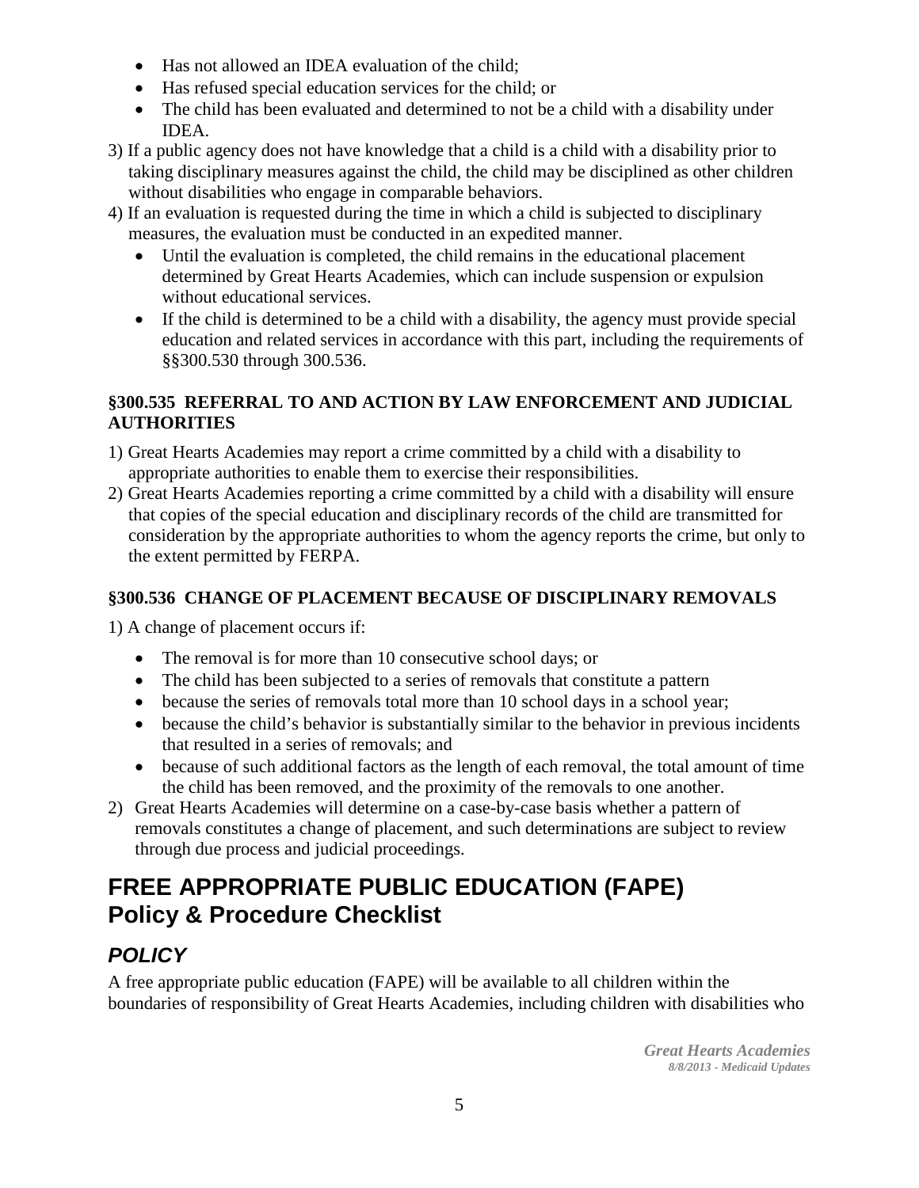- Has not allowed an IDEA evaluation of the child;
- Has refused special education services for the child; or
- The child has been evaluated and determined to not be a child with a disability under IDEA.

3) If a public agency does not have knowledge that a child is a child with a disability prior to taking disciplinary measures against the child, the child may be disciplined as other children without disabilities who engage in comparable behaviors.
4) If an evaluation is requested during the time in which a child is subjected to disciplinary measures, the evaluation must be conducted in an expedited manner.
   - Until the evaluation is completed, the child remains in the educational placement determined by Great Hearts Academies, which can include suspension or expulsion without educational services.
   - If the child is determined to be a child with a disability, the agency must provide special education and related services in accordance with this part, including the requirements of §§300.530 through 300.536.

### §300.535 REFERRAL TO AND ACTION BY LAW ENFORCEMENT AND JUDICIAL AUTHORITIES

1) Great Hearts Academies may report a crime committed by a child with a disability to appropriate authorities to enable them to exercise their responsibilities.
2) Great Hearts Academies reporting a crime committed by a child with a disability will ensure that copies of the special education and disciplinary records of the child are transmitted for consideration by the appropriate authorities to whom the agency reports the crime, but only to the extent permitted by FERPA.

### §300.536 CHANGE OF PLACEMENT BECAUSE OF DISCIPLINARY REMOVALS

1) A change of placement occurs if:
   - The removal is for more than 10 consecutive school days; or
   - The child has been subjected to a series of removals that constitute a pattern
   - because the series of removals total more than 10 school days in a school year;
   - because the child's behavior is substantially similar to the behavior in previous incidents that resulted in a series of removals; and
   - because of such additional factors as the length of each removal, the total amount of time the child has been removed, and the proximity of the removals to one another.
2) Great Hearts Academies will determine on a case-by-case basis whether a pattern of removals constitutes a change of placement, and such determinations are subject to review through due process and judicial proceedings.

# FREE APPROPRIATE PUBLIC EDUCATION (FAPE) Policy & Procedure Checklist

## *POLICY*

A free appropriate public education (FAPE) will be available to all children within the boundaries of responsibility of Great Hearts Academies, including children with disabilities who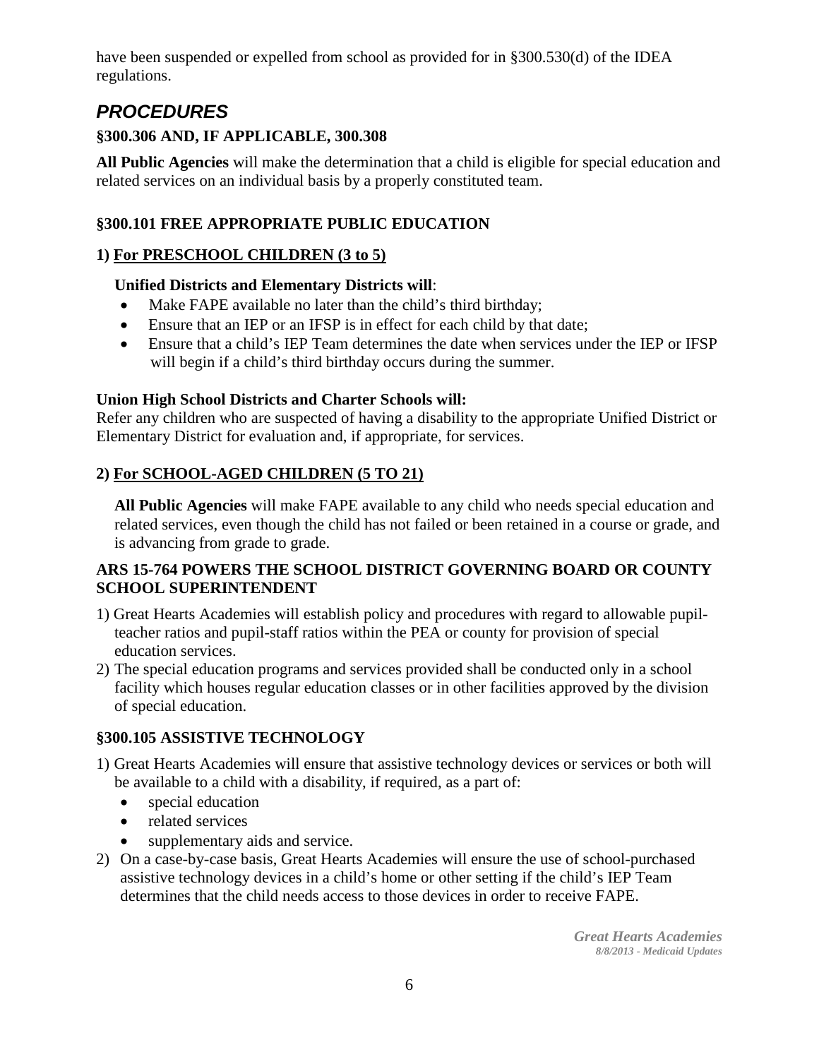have been suspended or expelled from school as provided for in §300.530(d) of the IDEA regulations.

## *PROCEDURES*

### §300.306 AND, IF APPLICABLE, 300.308

**All Public Agencies** will make the determination that a child is eligible for special education and related services on an individual basis by a properly constituted team.

### §300.101 FREE APPROPRIATE PUBLIC EDUCATION

**1) For PRESCHOOL CHILDREN (3 to 5)**

**Unified Districts and Elementary Districts will**:

- Make FAPE available no later than the child's third birthday;
- Ensure that an IEP or an IFSP is in effect for each child by that date;
- Ensure that a child's IEP Team determines the date when services under the IEP or IFSP will begin if a child's third birthday occurs during the summer.

**Union High School Districts and Charter Schools will:**
Refer any children who are suspected of having a disability to the appropriate Unified District or Elementary District for evaluation and, if appropriate, for services.

**2) For SCHOOL-AGED CHILDREN (5 TO 21)**

**All Public Agencies** will make FAPE available to any child who needs special education and related services, even though the child has not failed or been retained in a course or grade, and is advancing from grade to grade.

### ARS 15-764 POWERS THE SCHOOL DISTRICT GOVERNING BOARD OR COUNTY SCHOOL SUPERINTENDENT

1) Great Hearts Academies will establish policy and procedures with regard to allowable pupil-teacher ratios and pupil-staff ratios within the PEA or county for provision of special education services.
2) The special education programs and services provided shall be conducted only in a school facility which houses regular education classes or in other facilities approved by the division of special education.

### §300.105 ASSISTIVE TECHNOLOGY

1) Great Hearts Academies will ensure that assistive technology devices or services or both will be available to a child with a disability, if required, as a part of:
   - special education
   - related services
   - supplementary aids and service.
2) On a case-by-case basis, Great Hearts Academies will ensure the use of school-purchased assistive technology devices in a child's home or other setting if the child's IEP Team determines that the child needs access to those devices in order to receive FAPE.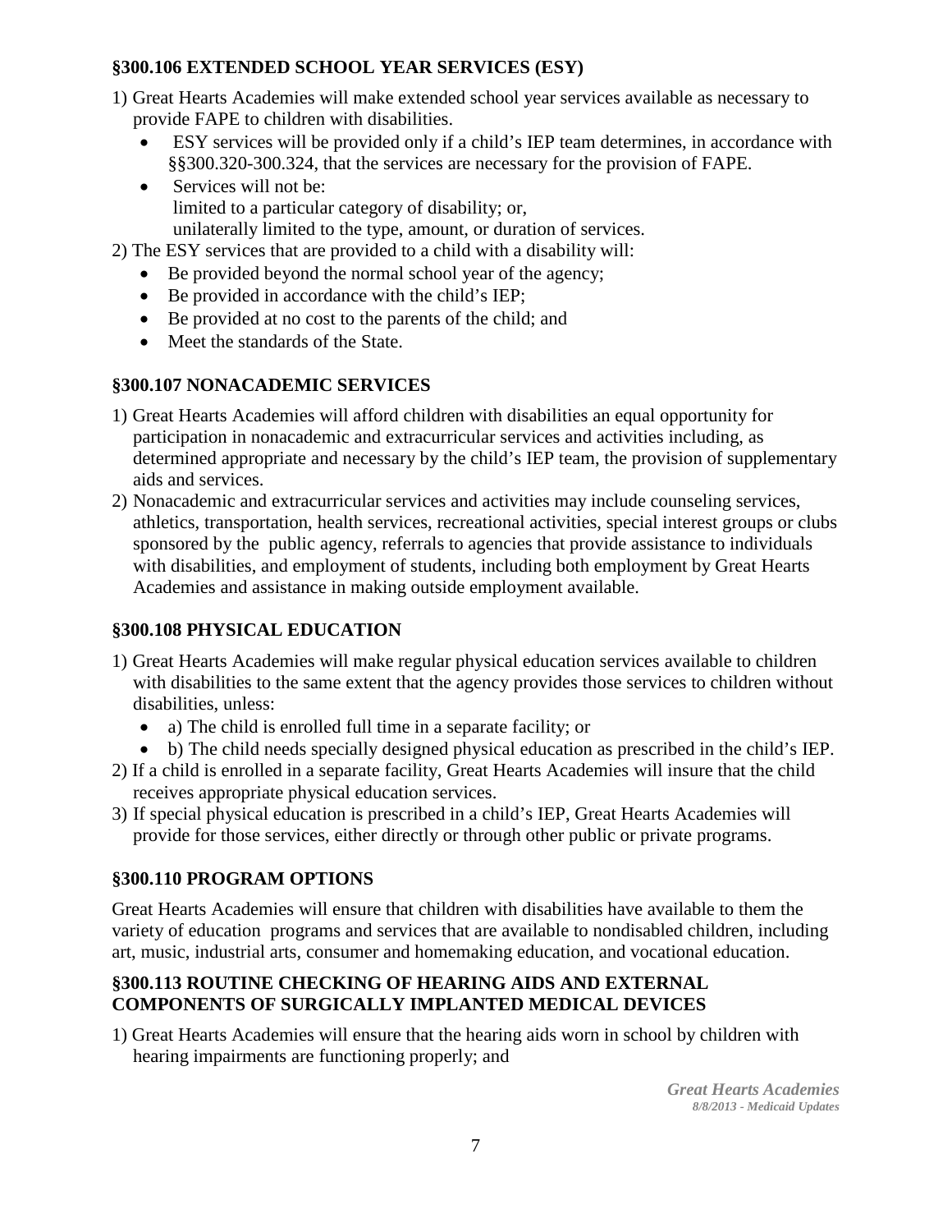### §300.106 EXTENDED SCHOOL YEAR SERVICES (ESY)

1) Great Hearts Academies will make extended school year services available as necessary to provide FAPE to children with disabilities.
   - ESY services will be provided only if a child's IEP team determines, in accordance with §§300.320-300.324, that the services are necessary for the provision of FAPE.
   - Services will not be:
     limited to a particular category of disability; or,
     unilaterally limited to the type, amount, or duration of services.
2) The ESY services that are provided to a child with a disability will:
   - Be provided beyond the normal school year of the agency;
   - Be provided in accordance with the child's IEP;
   - Be provided at no cost to the parents of the child; and
   - Meet the standards of the State.

### §300.107 NONACADEMIC SERVICES

1) Great Hearts Academies will afford children with disabilities an equal opportunity for participation in nonacademic and extracurricular services and activities including, as determined appropriate and necessary by the child's IEP team, the provision of supplementary aids and services.
2) Nonacademic and extracurricular services and activities may include counseling services, athletics, transportation, health services, recreational activities, special interest groups or clubs sponsored by the public agency, referrals to agencies that provide assistance to individuals with disabilities, and employment of students, including both employment by Great Hearts Academies and assistance in making outside employment available.

### §300.108 PHYSICAL EDUCATION

1) Great Hearts Academies will make regular physical education services available to children with disabilities to the same extent that the agency provides those services to children without disabilities, unless:
   - a) The child is enrolled full time in a separate facility; or
   - b) The child needs specially designed physical education as prescribed in the child's IEP.
2) If a child is enrolled in a separate facility, Great Hearts Academies will insure that the child receives appropriate physical education services.
3) If special physical education is prescribed in a child's IEP, Great Hearts Academies will provide for those services, either directly or through other public or private programs.

### §300.110 PROGRAM OPTIONS

Great Hearts Academies will ensure that children with disabilities have available to them the variety of education programs and services that are available to nondisabled children, including art, music, industrial arts, consumer and homemaking education, and vocational education.

### §300.113 ROUTINE CHECKING OF HEARING AIDS AND EXTERNAL COMPONENTS OF SURGICALLY IMPLANTED MEDICAL DEVICES

1) Great Hearts Academies will ensure that the hearing aids worn in school by children with hearing impairments are functioning properly; and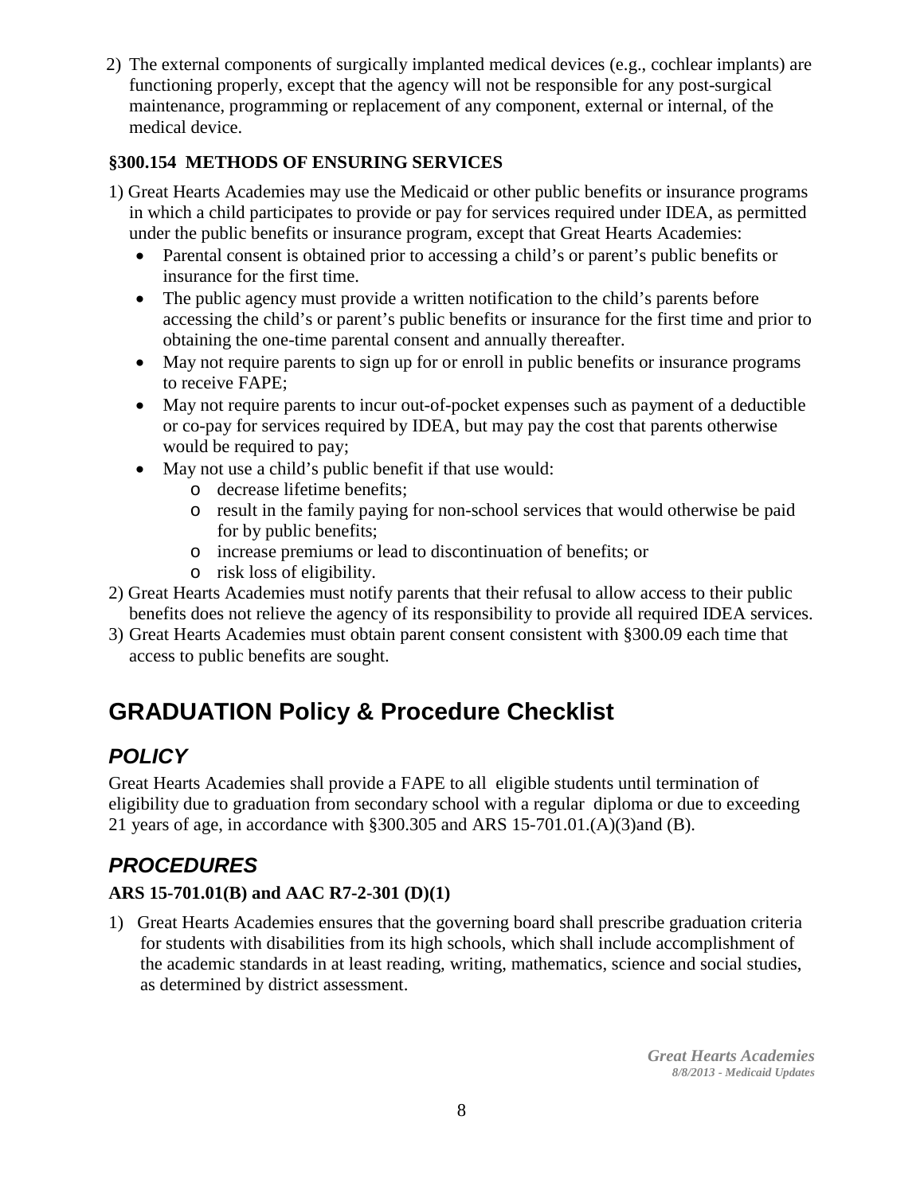2) The external components of surgically implanted medical devices (e.g., cochlear implants) are functioning properly, except that the agency will not be responsible for any post-surgical maintenance, programming or replacement of any component, external or internal, of the medical device.

**§300.154 METHODS OF ENSURING SERVICES**

1) Great Hearts Academies may use the Medicaid or other public benefits or insurance programs in which a child participates to provide or pay for services required under IDEA, as permitted under the public benefits or insurance program, except that Great Hearts Academies:
   - Parental consent is obtained prior to accessing a child's or parent's public benefits or insurance for the first time.
   - The public agency must provide a written notification to the child's parents before accessing the child's or parent's public benefits or insurance for the first time and prior to obtaining the one-time parental consent and annually thereafter.
   - May not require parents to sign up for or enroll in public benefits or insurance programs to receive FAPE;
   - May not require parents to incur out-of-pocket expenses such as payment of a deductible or co-pay for services required by IDEA, but may pay the cost that parents otherwise would be required to pay;
   - May not use a child's public benefit if that use would:
     - decrease lifetime benefits;
     - result in the family paying for non-school services that would otherwise be paid for by public benefits;
     - increase premiums or lead to discontinuation of benefits; or
     - risk loss of eligibility.
2) Great Hearts Academies must notify parents that their refusal to allow access to their public benefits does not relieve the agency of its responsibility to provide all required IDEA services.
3) Great Hearts Academies must obtain parent consent consistent with §300.09 each time that access to public benefits are sought.

# GRADUATION Policy & Procedure Checklist

## *POLICY*

Great Hearts Academies shall provide a FAPE to all eligible students until termination of eligibility due to graduation from secondary school with a regular diploma or due to exceeding 21 years of age, in accordance with §300.305 and ARS 15-701.01.(A)(3)and (B).

## *PROCEDURES*

**ARS 15-701.01(B) and AAC R7-2-301 (D)(1)**

1) Great Hearts Academies ensures that the governing board shall prescribe graduation criteria for students with disabilities from its high schools, which shall include accomplishment of the academic standards in at least reading, writing, mathematics, science and social studies, as determined by district assessment.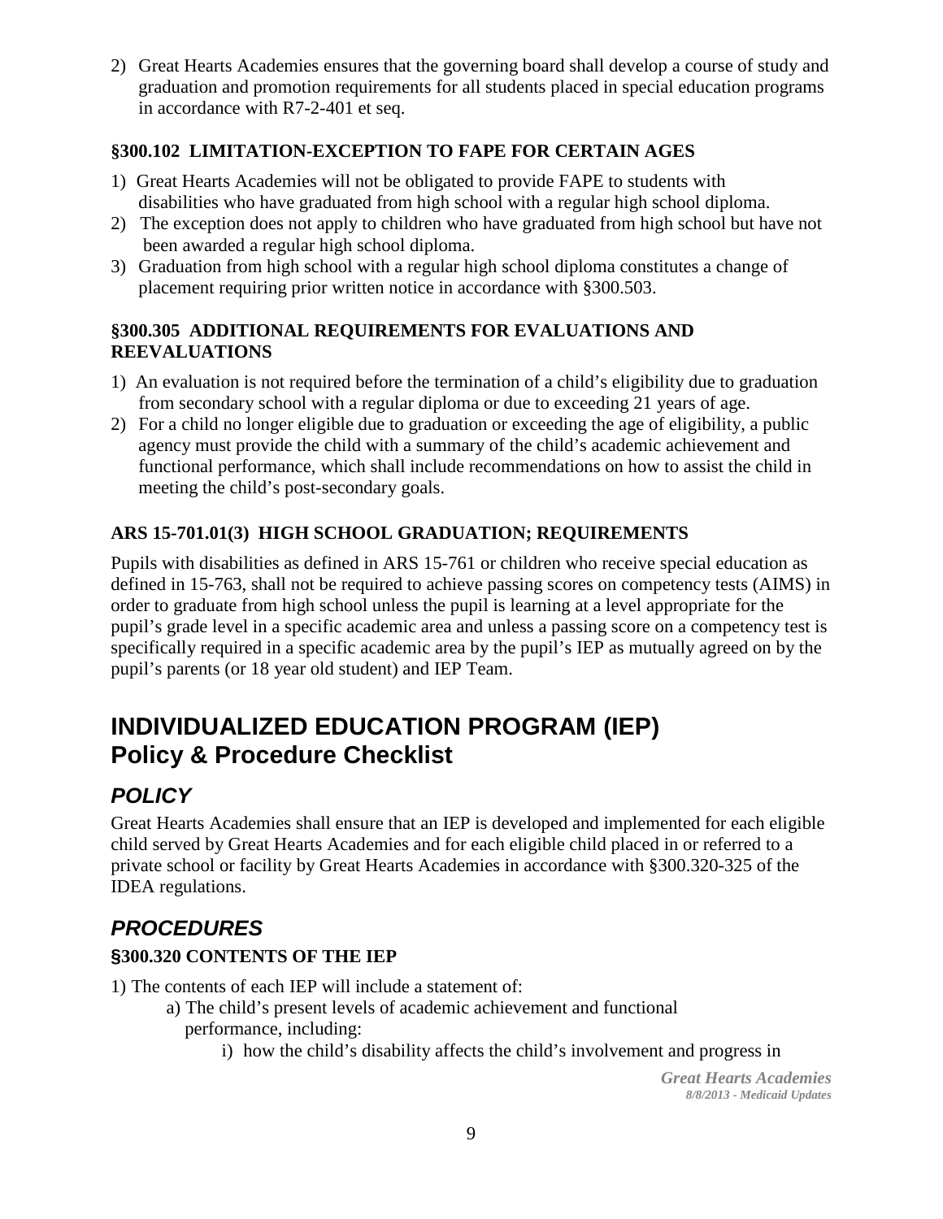2) Great Hearts Academies ensures that the governing board shall develop a course of study and graduation and promotion requirements for all students placed in special education programs in accordance with R7-2-401 et seq.

### §300.102 LIMITATION-EXCEPTION TO FAPE FOR CERTAIN AGES

1) Great Hearts Academies will not be obligated to provide FAPE to students with disabilities who have graduated from high school with a regular high school diploma.
2) The exception does not apply to children who have graduated from high school but have not been awarded a regular high school diploma.
3) Graduation from high school with a regular high school diploma constitutes a change of placement requiring prior written notice in accordance with §300.503.

### §300.305 ADDITIONAL REQUIREMENTS FOR EVALUATIONS AND REEVALUATIONS

1) An evaluation is not required before the termination of a child's eligibility due to graduation from secondary school with a regular diploma or due to exceeding 21 years of age.
2) For a child no longer eligible due to graduation or exceeding the age of eligibility, a public agency must provide the child with a summary of the child's academic achievement and functional performance, which shall include recommendations on how to assist the child in meeting the child's post-secondary goals.

### ARS 15-701.01(3) HIGH SCHOOL GRADUATION; REQUIREMENTS

Pupils with disabilities as defined in ARS 15-761 or children who receive special education as defined in 15-763, shall not be required to achieve passing scores on competency tests (AIMS) in order to graduate from high school unless the pupil is learning at a level appropriate for the pupil's grade level in a specific academic area and unless a passing score on a competency test is specifically required in a specific academic area by the pupil's IEP as mutually agreed on by the pupil's parents (or 18 year old student) and IEP Team.

# INDIVIDUALIZED EDUCATION PROGRAM (IEP) Policy & Procedure Checklist

## *POLICY*

Great Hearts Academies shall ensure that an IEP is developed and implemented for each eligible child served by Great Hearts Academies and for each eligible child placed in or referred to a private school or facility by Great Hearts Academies in accordance with §300.320-325 of the IDEA regulations.

## *PROCEDURES*

### §300.320 CONTENTS OF THE IEP

1) The contents of each IEP will include a statement of:
    a) The child's present levels of academic achievement and functional performance, including:
        i) how the child's disability affects the child's involvement and progress in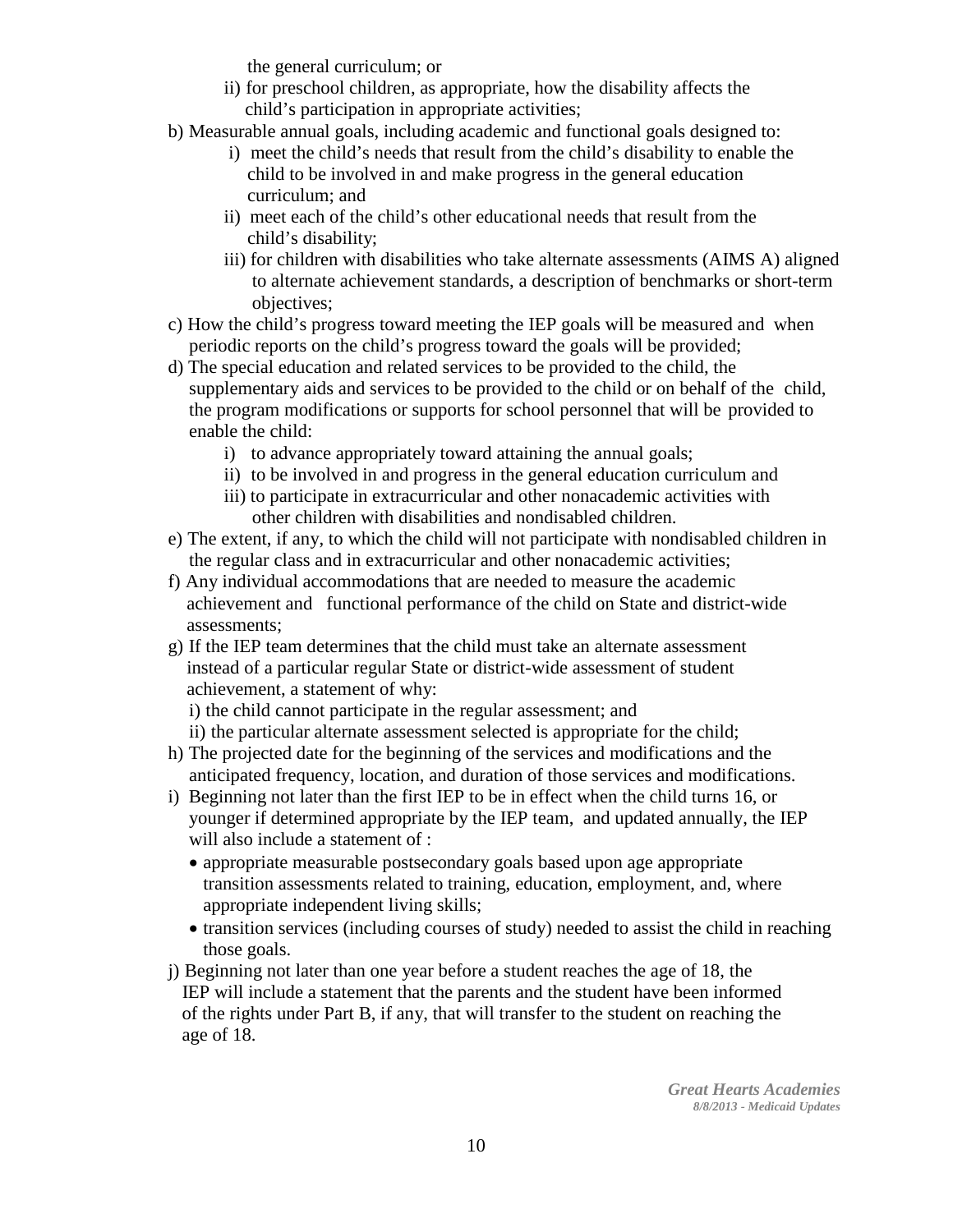the general curriculum; or

ii) for preschool children, as appropriate, how the disability affects the child's participation in appropriate activities;

b) Measurable annual goals, including academic and functional goals designed to:
   i) meet the child's needs that result from the child's disability to enable the child to be involved in and make progress in the general education curriculum; and
   ii) meet each of the child's other educational needs that result from the child's disability;
   iii) for children with disabilities who take alternate assessments (AIMS A) aligned to alternate achievement standards, a description of benchmarks or short-term objectives;

c) How the child's progress toward meeting the IEP goals will be measured and when periodic reports on the child's progress toward the goals will be provided;

d) The special education and related services to be provided to the child, the supplementary aids and services to be provided to the child or on behalf of the child, the program modifications or supports for school personnel that will be provided to enable the child:
   i) to advance appropriately toward attaining the annual goals;
   ii) to be involved in and progress in the general education curriculum and
   iii) to participate in extracurricular and other nonacademic activities with other children with disabilities and nondisabled children.

e) The extent, if any, to which the child will not participate with nondisabled children in the regular class and in extracurricular and other nonacademic activities;

f) Any individual accommodations that are needed to measure the academic achievement and functional performance of the child on State and district-wide assessments;

g) If the IEP team determines that the child must take an alternate assessment instead of a particular regular State or district-wide assessment of student achievement, a statement of why:
   i) the child cannot participate in the regular assessment; and
   ii) the particular alternate assessment selected is appropriate for the child;

h) The projected date for the beginning of the services and modifications and the anticipated frequency, location, and duration of those services and modifications.

i) Beginning not later than the first IEP to be in effect when the child turns 16, or younger if determined appropriate by the IEP team, and updated annually, the IEP will also include a statement of :
   - appropriate measurable postsecondary goals based upon age appropriate transition assessments related to training, education, employment, and, where appropriate independent living skills;
   - transition services (including courses of study) needed to assist the child in reaching those goals.

j) Beginning not later than one year before a student reaches the age of 18, the IEP will include a statement that the parents and the student have been informed of the rights under Part B, if any, that will transfer to the student on reaching the age of 18.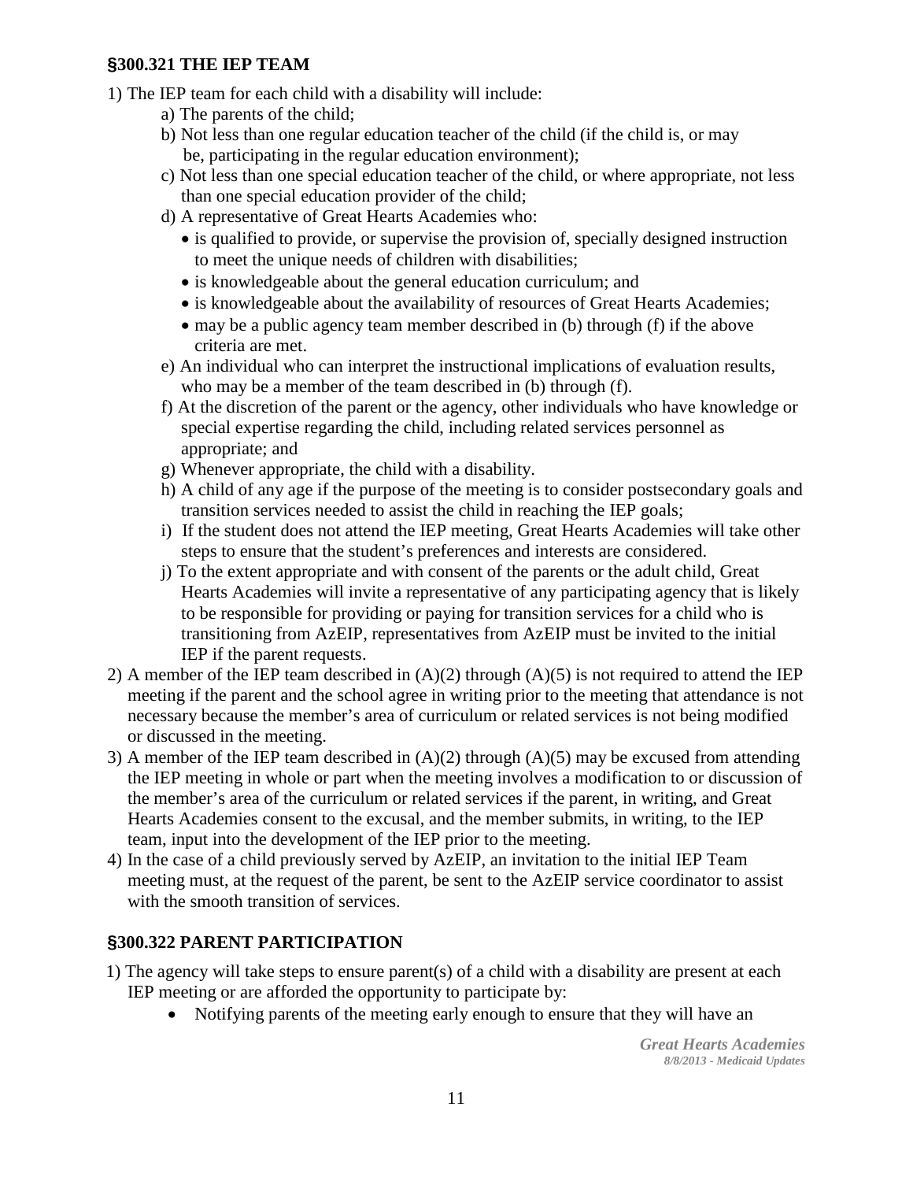## §300.321 THE IEP TEAM

1) The IEP team for each child with a disability will include:
   a) The parents of the child;
   b) Not less than one regular education teacher of the child (if the child is, or may be, participating in the regular education environment);
   c) Not less than one special education teacher of the child, or where appropriate, not less than one special education provider of the child;
   d) A representative of Great Hearts Academies who:
      - is qualified to provide, or supervise the provision of, specially designed instruction to meet the unique needs of children with disabilities;
      - is knowledgeable about the general education curriculum; and
      - is knowledgeable about the availability of resources of Great Hearts Academies;
      - may be a public agency team member described in (b) through (f) if the above criteria are met.
   e) An individual who can interpret the instructional implications of evaluation results, who may be a member of the team described in (b) through (f).
   f) At the discretion of the parent or the agency, other individuals who have knowledge or special expertise regarding the child, including related services personnel as appropriate; and
   g) Whenever appropriate, the child with a disability.
   h) A child of any age if the purpose of the meeting is to consider postsecondary goals and transition services needed to assist the child in reaching the IEP goals;
   i) If the student does not attend the IEP meeting, Great Hearts Academies will take other steps to ensure that the student's preferences and interests are considered.
   j) To the extent appropriate and with consent of the parents or the adult child, Great Hearts Academies will invite a representative of any participating agency that is likely to be responsible for providing or paying for transition services for a child who is transitioning from AzEIP, representatives from AzEIP must be invited to the initial IEP if the parent requests.
2) A member of the IEP team described in (A)(2) through (A)(5) is not required to attend the IEP meeting if the parent and the school agree in writing prior to the meeting that attendance is not necessary because the member's area of curriculum or related services is not being modified or discussed in the meeting.
3) A member of the IEP team described in (A)(2) through (A)(5) may be excused from attending the IEP meeting in whole or part when the meeting involves a modification to or discussion of the member's area of the curriculum or related services if the parent, in writing, and Great Hearts Academies consent to the excusal, and the member submits, in writing, to the IEP team, input into the development of the IEP prior to the meeting.
4) In the case of a child previously served by AzEIP, an invitation to the initial IEP Team meeting must, at the request of the parent, be sent to the AzEIP service coordinator to assist with the smooth transition of services.

## §300.322 PARENT PARTICIPATION

1) The agency will take steps to ensure parent(s) of a child with a disability are present at each IEP meeting or are afforded the opportunity to participate by:
   - Notifying parents of the meeting early enough to ensure that they will have an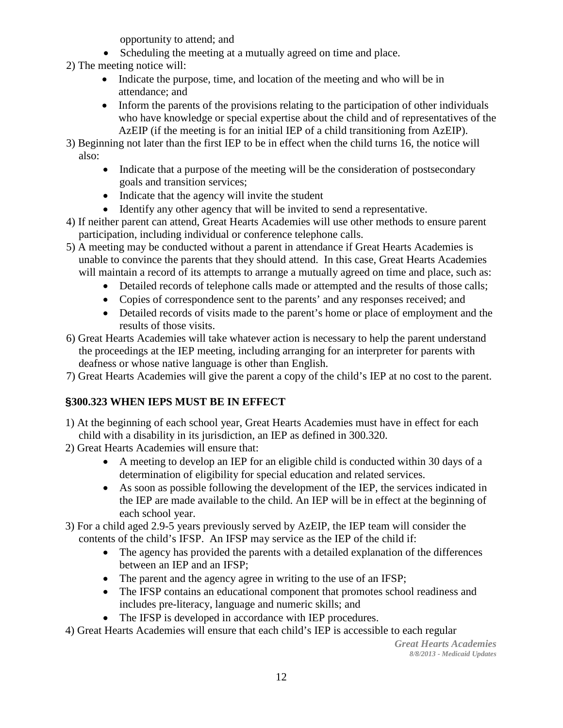opportunity to attend; and

- Scheduling the meeting at a mutually agreed on time and place.

2) The meeting notice will:
   - Indicate the purpose, time, and location of the meeting and who will be in attendance; and
   - Inform the parents of the provisions relating to the participation of other individuals who have knowledge or special expertise about the child and of representatives of the AzEIP (if the meeting is for an initial IEP of a child transitioning from AzEIP).
3) Beginning not later than the first IEP to be in effect when the child turns 16, the notice will also:
   - Indicate that a purpose of the meeting will be the consideration of postsecondary goals and transition services;
   - Indicate that the agency will invite the student
   - Identify any other agency that will be invited to send a representative.
4) If neither parent can attend, Great Hearts Academies will use other methods to ensure parent participation, including individual or conference telephone calls.
5) A meeting may be conducted without a parent in attendance if Great Hearts Academies is unable to convince the parents that they should attend. In this case, Great Hearts Academies will maintain a record of its attempts to arrange a mutually agreed on time and place, such as:
   - Detailed records of telephone calls made or attempted and the results of those calls;
   - Copies of correspondence sent to the parents' and any responses received; and
   - Detailed records of visits made to the parent's home or place of employment and the results of those visits.
6) Great Hearts Academies will take whatever action is necessary to help the parent understand the proceedings at the IEP meeting, including arranging for an interpreter for parents with deafness or whose native language is other than English.
7) Great Hearts Academies will give the parent a copy of the child's IEP at no cost to the parent.

## §300.323 WHEN IEPS MUST BE IN EFFECT

1) At the beginning of each school year, Great Hearts Academies must have in effect for each child with a disability in its jurisdiction, an IEP as defined in 300.320.
2) Great Hearts Academies will ensure that:
   - A meeting to develop an IEP for an eligible child is conducted within 30 days of a determination of eligibility for special education and related services.
   - As soon as possible following the development of the IEP, the services indicated in the IEP are made available to the child. An IEP will be in effect at the beginning of each school year.
3) For a child aged 2.9-5 years previously served by AzEIP, the IEP team will consider the contents of the child's IFSP. An IFSP may service as the IEP of the child if:
   - The agency has provided the parents with a detailed explanation of the differences between an IEP and an IFSP;
   - The parent and the agency agree in writing to the use of an IFSP;
   - The IFSP contains an educational component that promotes school readiness and includes pre-literacy, language and numeric skills; and
   - The IFSP is developed in accordance with IEP procedures.
4) Great Hearts Academies will ensure that each child's IEP is accessible to each regular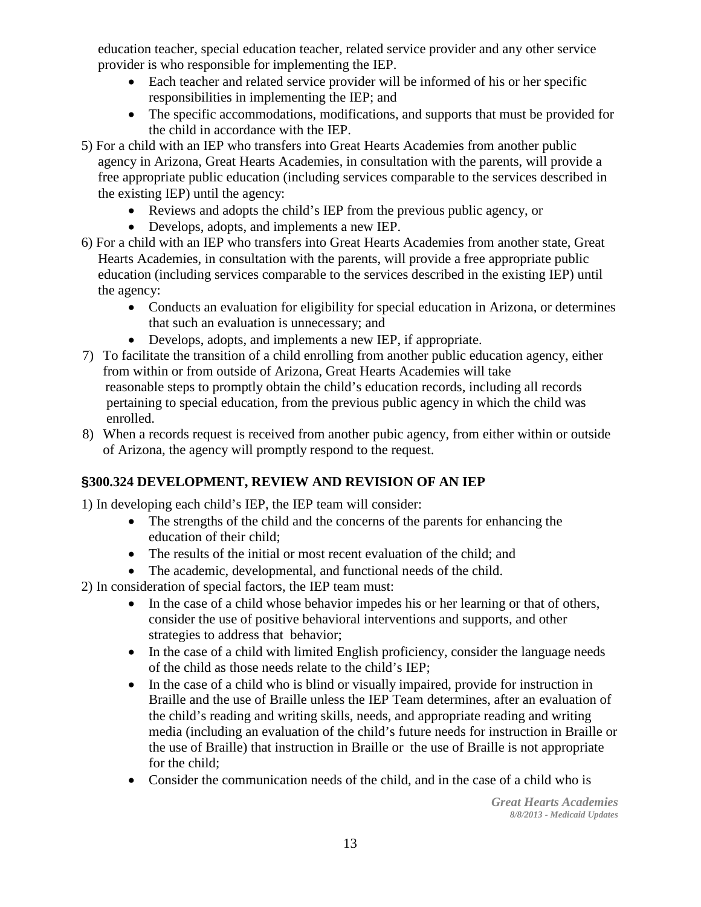education teacher, special education teacher, related service provider and any other service provider is who responsible for implementing the IEP.

- Each teacher and related service provider will be informed of his or her specific responsibilities in implementing the IEP; and
- The specific accommodations, modifications, and supports that must be provided for the child in accordance with the IEP.

5) For a child with an IEP who transfers into Great Hearts Academies from another public agency in Arizona, Great Hearts Academies, in consultation with the parents, will provide a free appropriate public education (including services comparable to the services described in the existing IEP) until the agency:
   - Reviews and adopts the child's IEP from the previous public agency, or
   - Develops, adopts, and implements a new IEP.

6) For a child with an IEP who transfers into Great Hearts Academies from another state, Great Hearts Academies, in consultation with the parents, will provide a free appropriate public education (including services comparable to the services described in the existing IEP) until the agency:
   - Conducts an evaluation for eligibility for special education in Arizona, or determines that such an evaluation is unnecessary; and
   - Develops, adopts, and implements a new IEP, if appropriate.

7) To facilitate the transition of a child enrolling from another public education agency, either from within or from outside of Arizona, Great Hearts Academies will take reasonable steps to promptly obtain the child's education records, including all records pertaining to special education, from the previous public agency in which the child was enrolled.

8) When a records request is received from another pubic agency, from either within or outside of Arizona, the agency will promptly respond to the request.

## §300.324 DEVELOPMENT, REVIEW AND REVISION OF AN IEP

1) In developing each child's IEP, the IEP team will consider:
   - The strengths of the child and the concerns of the parents for enhancing the education of their child;
   - The results of the initial or most recent evaluation of the child; and
   - The academic, developmental, and functional needs of the child.

2) In consideration of special factors, the IEP team must:
   - In the case of a child whose behavior impedes his or her learning or that of others, consider the use of positive behavioral interventions and supports, and other strategies to address that behavior;
   - In the case of a child with limited English proficiency, consider the language needs of the child as those needs relate to the child's IEP;
   - In the case of a child who is blind or visually impaired, provide for instruction in Braille and the use of Braille unless the IEP Team determines, after an evaluation of the child's reading and writing skills, needs, and appropriate reading and writing media (including an evaluation of the child's future needs for instruction in Braille or the use of Braille) that instruction in Braille or the use of Braille is not appropriate for the child;
   - Consider the communication needs of the child, and in the case of a child who is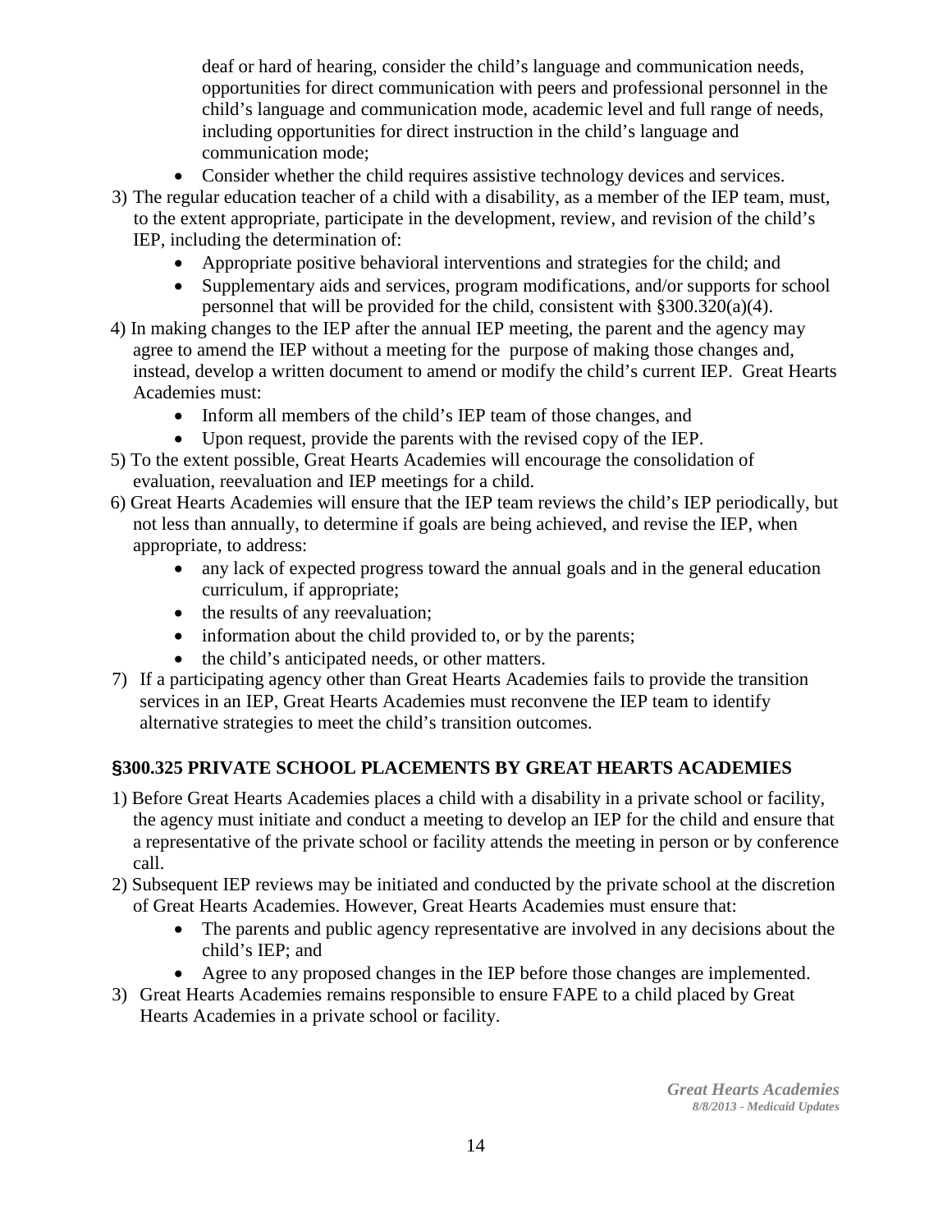deaf or hard of hearing, consider the child's language and communication needs, opportunities for direct communication with peers and professional personnel in the child's language and communication mode, academic level and full range of needs, including opportunities for direct instruction in the child's language and communication mode;
- Consider whether the child requires assistive technology devices and services.

3) The regular education teacher of a child with a disability, as a member of the IEP team, must, to the extent appropriate, participate in the development, review, and revision of the child's IEP, including the determination of:
   - Appropriate positive behavioral interventions and strategies for the child; and
   - Supplementary aids and services, program modifications, and/or supports for school personnel that will be provided for the child, consistent with §300.320(a)(4).
4) In making changes to the IEP after the annual IEP meeting, the parent and the agency may agree to amend the IEP without a meeting for the purpose of making those changes and, instead, develop a written document to amend or modify the child's current IEP. Great Hearts Academies must:
   - Inform all members of the child's IEP team of those changes, and
   - Upon request, provide the parents with the revised copy of the IEP.
5) To the extent possible, Great Hearts Academies will encourage the consolidation of evaluation, reevaluation and IEP meetings for a child.
6) Great Hearts Academies will ensure that the IEP team reviews the child's IEP periodically, but not less than annually, to determine if goals are being achieved, and revise the IEP, when appropriate, to address:
   - any lack of expected progress toward the annual goals and in the general education curriculum, if appropriate;
   - the results of any reevaluation;
   - information about the child provided to, or by the parents;
   - the child's anticipated needs, or other matters.
7) If a participating agency other than Great Hearts Academies fails to provide the transition services in an IEP, Great Hearts Academies must reconvene the IEP team to identify alternative strategies to meet the child's transition outcomes.

## §300.325 PRIVATE SCHOOL PLACEMENTS BY GREAT HEARTS ACADEMIES

1) Before Great Hearts Academies places a child with a disability in a private school or facility, the agency must initiate and conduct a meeting to develop an IEP for the child and ensure that a representative of the private school or facility attends the meeting in person or by conference call.
2) Subsequent IEP reviews may be initiated and conducted by the private school at the discretion of Great Hearts Academies. However, Great Hearts Academies must ensure that:
   - The parents and public agency representative are involved in any decisions about the child's IEP; and
   - Agree to any proposed changes in the IEP before those changes are implemented.
3) Great Hearts Academies remains responsible to ensure FAPE to a child placed by Great Hearts Academies in a private school or facility.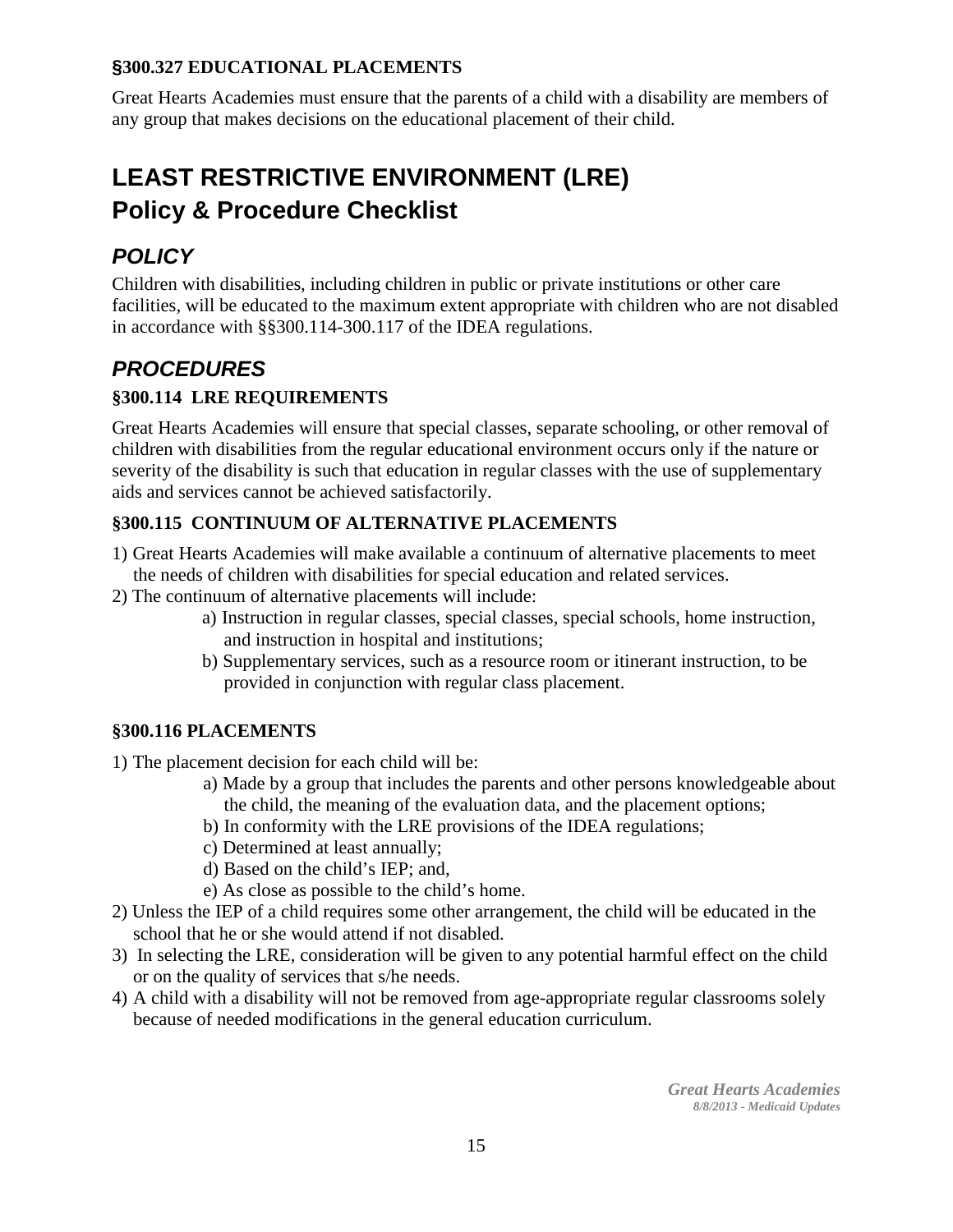### §300.327 EDUCATIONAL PLACEMENTS

Great Hearts Academies must ensure that the parents of a child with a disability are members of any group that makes decisions on the educational placement of their child.

# LEAST RESTRICTIVE ENVIRONMENT (LRE) Policy & Procedure Checklist

## *POLICY*

Children with disabilities, including children in public or private institutions or other care facilities, will be educated to the maximum extent appropriate with children who are not disabled in accordance with §§300.114-300.117 of the IDEA regulations.

## *PROCEDURES*

### §300.114 LRE REQUIREMENTS

Great Hearts Academies will ensure that special classes, separate schooling, or other removal of children with disabilities from the regular educational environment occurs only if the nature or severity of the disability is such that education in regular classes with the use of supplementary aids and services cannot be achieved satisfactorily.

### §300.115 CONTINUUM OF ALTERNATIVE PLACEMENTS

1) Great Hearts Academies will make available a continuum of alternative placements to meet the needs of children with disabilities for special education and related services.
2) The continuum of alternative placements will include:
    a) Instruction in regular classes, special classes, special schools, home instruction, and instruction in hospital and institutions;
    b) Supplementary services, such as a resource room or itinerant instruction, to be provided in conjunction with regular class placement.

### §300.116 PLACEMENTS

1) The placement decision for each child will be:
    a) Made by a group that includes the parents and other persons knowledgeable about the child, the meaning of the evaluation data, and the placement options;
    b) In conformity with the LRE provisions of the IDEA regulations;
    c) Determined at least annually;
    d) Based on the child's IEP; and,
    e) As close as possible to the child's home.
2) Unless the IEP of a child requires some other arrangement, the child will be educated in the school that he or she would attend if not disabled.
3) In selecting the LRE, consideration will be given to any potential harmful effect on the child or on the quality of services that s/he needs.
4) A child with a disability will not be removed from age-appropriate regular classrooms solely because of needed modifications in the general education curriculum.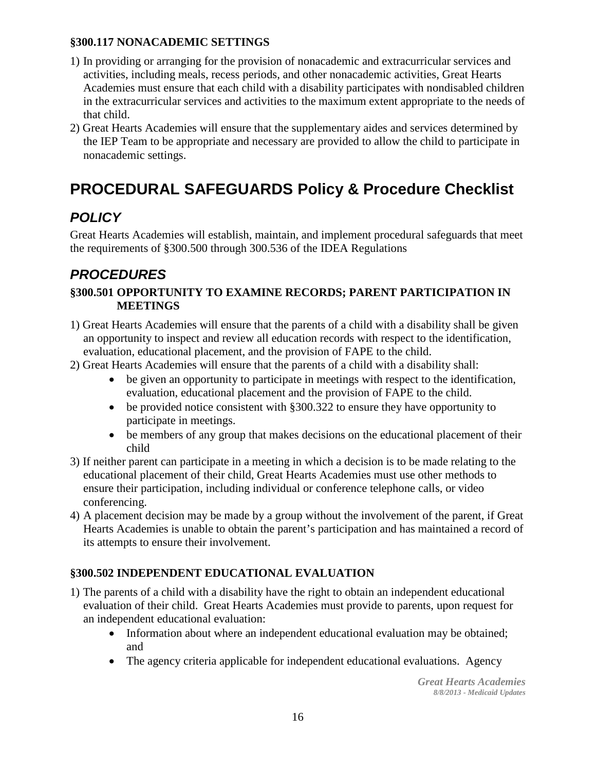### §300.117 NONACADEMIC SETTINGS

1) In providing or arranging for the provision of nonacademic and extracurricular services and activities, including meals, recess periods, and other nonacademic activities, Great Hearts Academies must ensure that each child with a disability participates with nondisabled children in the extracurricular services and activities to the maximum extent appropriate to the needs of that child.
2) Great Hearts Academies will ensure that the supplementary aides and services determined by the IEP Team to be appropriate and necessary are provided to allow the child to participate in nonacademic settings.

# PROCEDURAL SAFEGUARDS Policy & Procedure Checklist

## *POLICY*

Great Hearts Academies will establish, maintain, and implement procedural safeguards that meet the requirements of §300.500 through 300.536 of the IDEA Regulations

## *PROCEDURES*

### §300.501 OPPORTUNITY TO EXAMINE RECORDS; PARENT PARTICIPATION IN MEETINGS

1) Great Hearts Academies will ensure that the parents of a child with a disability shall be given an opportunity to inspect and review all education records with respect to the identification, evaluation, educational placement, and the provision of FAPE to the child.
2) Great Hearts Academies will ensure that the parents of a child with a disability shall:
   - be given an opportunity to participate in meetings with respect to the identification, evaluation, educational placement and the provision of FAPE to the child.
   - be provided notice consistent with §300.322 to ensure they have opportunity to participate in meetings.
   - be members of any group that makes decisions on the educational placement of their child
3) If neither parent can participate in a meeting in which a decision is to be made relating to the educational placement of their child, Great Hearts Academies must use other methods to ensure their participation, including individual or conference telephone calls, or video conferencing.
4) A placement decision may be made by a group without the involvement of the parent, if Great Hearts Academies is unable to obtain the parent's participation and has maintained a record of its attempts to ensure their involvement.

### §300.502 INDEPENDENT EDUCATIONAL EVALUATION

1) The parents of a child with a disability have the right to obtain an independent educational evaluation of their child. Great Hearts Academies must provide to parents, upon request for an independent educational evaluation:
   - Information about where an independent educational evaluation may be obtained; and
   - The agency criteria applicable for independent educational evaluations. Agency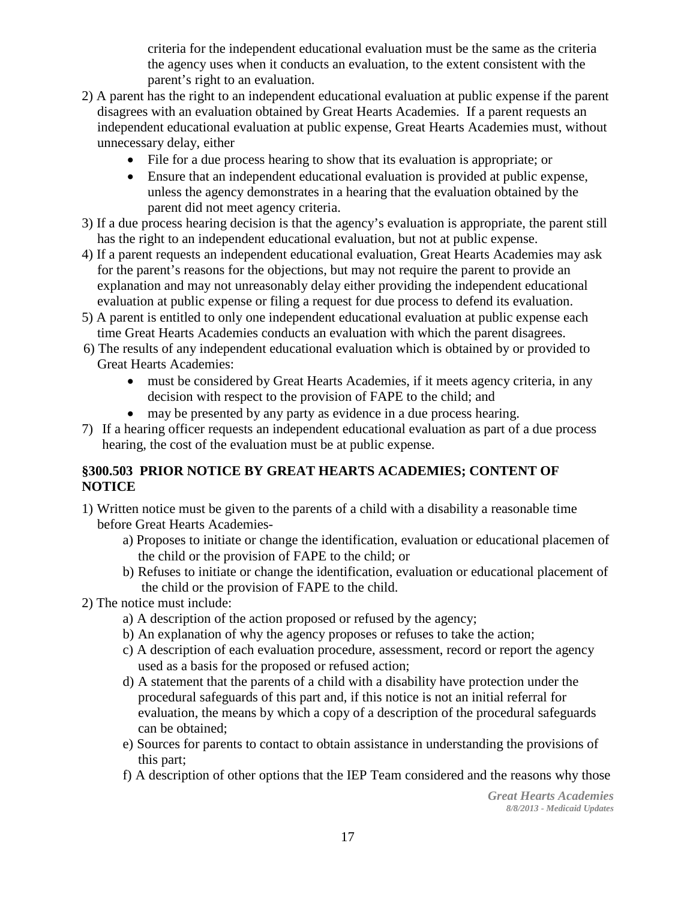criteria for the independent educational evaluation must be the same as the criteria the agency uses when it conducts an evaluation, to the extent consistent with the parent's right to an evaluation.

2) A parent has the right to an independent educational evaluation at public expense if the parent disagrees with an evaluation obtained by Great Hearts Academies. If a parent requests an independent educational evaluation at public expense, Great Hearts Academies must, without unnecessary delay, either
   - File for a due process hearing to show that its evaluation is appropriate; or
   - Ensure that an independent educational evaluation is provided at public expense, unless the agency demonstrates in a hearing that the evaluation obtained by the parent did not meet agency criteria.
3) If a due process hearing decision is that the agency's evaluation is appropriate, the parent still has the right to an independent educational evaluation, but not at public expense.
4) If a parent requests an independent educational evaluation, Great Hearts Academies may ask for the parent's reasons for the objections, but may not require the parent to provide an explanation and may not unreasonably delay either providing the independent educational evaluation at public expense or filing a request for due process to defend its evaluation.
5) A parent is entitled to only one independent educational evaluation at public expense each time Great Hearts Academies conducts an evaluation with which the parent disagrees.
6) The results of any independent educational evaluation which is obtained by or provided to Great Hearts Academies:
   - must be considered by Great Hearts Academies, if it meets agency criteria, in any decision with respect to the provision of FAPE to the child; and
   - may be presented by any party as evidence in a due process hearing.
7) If a hearing officer requests an independent educational evaluation as part of a due process hearing, the cost of the evaluation must be at public expense.

## §300.503 PRIOR NOTICE BY GREAT HEARTS ACADEMIES; CONTENT OF NOTICE

1) Written notice must be given to the parents of a child with a disability a reasonable time before Great Hearts Academies-
   a) Proposes to initiate or change the identification, evaluation or educational placemen of the child or the provision of FAPE to the child; or
   b) Refuses to initiate or change the identification, evaluation or educational placement of the child or the provision of FAPE to the child.
2) The notice must include:
   a) A description of the action proposed or refused by the agency;
   b) An explanation of why the agency proposes or refuses to take the action;
   c) A description of each evaluation procedure, assessment, record or report the agency used as a basis for the proposed or refused action;
   d) A statement that the parents of a child with a disability have protection under the procedural safeguards of this part and, if this notice is not an initial referral for evaluation, the means by which a copy of a description of the procedural safeguards can be obtained;
   e) Sources for parents to contact to obtain assistance in understanding the provisions of this part;
   f) A description of other options that the IEP Team considered and the reasons why those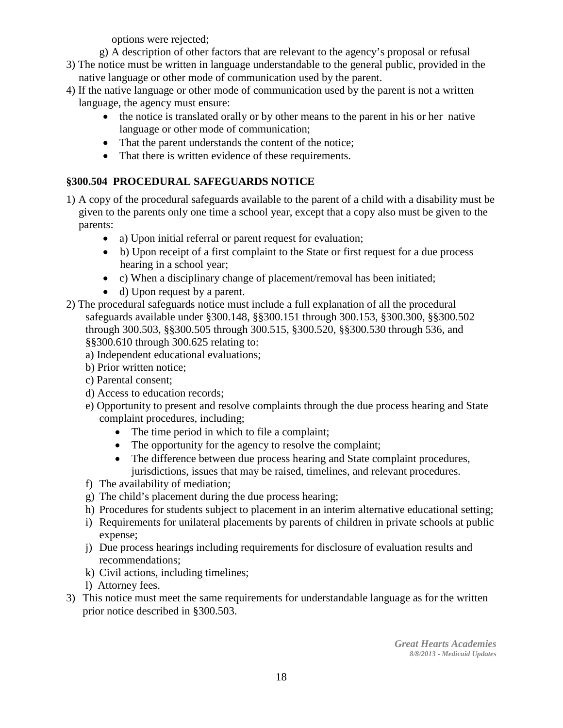options were rejected;

g) A description of other factors that are relevant to the agency's proposal or refusal

3) The notice must be written in language understandable to the general public, provided in the native language or other mode of communication used by the parent.
4) If the native language or other mode of communication used by the parent is not a written language, the agency must ensure:
   - the notice is translated orally or by other means to the parent in his or her native language or other mode of communication;
   - That the parent understands the content of the notice;
   - That there is written evidence of these requirements.

### §300.504 PROCEDURAL SAFEGUARDS NOTICE

1) A copy of the procedural safeguards available to the parent of a child with a disability must be given to the parents only one time a school year, except that a copy also must be given to the parents:
   - a) Upon initial referral or parent request for evaluation;
   - b) Upon receipt of a first complaint to the State or first request for a due process hearing in a school year;
   - c) When a disciplinary change of placement/removal has been initiated;
   - d) Upon request by a parent.
2) The procedural safeguards notice must include a full explanation of all the procedural safeguards available under §300.148, §§300.151 through 300.153, §300.300, §§300.502 through 300.503, §§300.505 through 300.515, §300.520, §§300.530 through 536, and §§300.610 through 300.625 relating to:

   a) Independent educational evaluations;

   b) Prior written notice;

   c) Parental consent;

   d) Access to education records;

   e) Opportunity to present and resolve complaints through the due process hearing and State complaint procedures, including;
   - The time period in which to file a complaint;
   - The opportunity for the agency to resolve the complaint;
   - The difference between due process hearing and State complaint procedures, jurisdictions, issues that may be raised, timelines, and relevant procedures.

   f) The availability of mediation;

   g) The child's placement during the due process hearing;

   h) Procedures for students subject to placement in an interim alternative educational setting;

   i) Requirements for unilateral placements by parents of children in private schools at public expense;

   j) Due process hearings including requirements for disclosure of evaluation results and recommendations;

   k) Civil actions, including timelines;

   l) Attorney fees.
3) This notice must meet the same requirements for understandable language as for the written prior notice described in §300.503.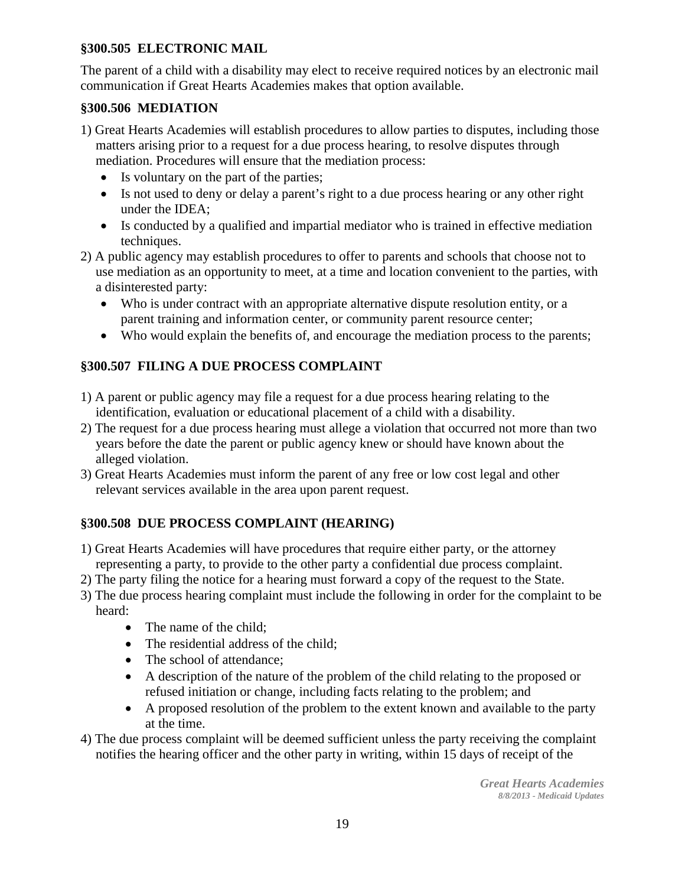### §300.505 ELECTRONIC MAIL

The parent of a child with a disability may elect to receive required notices by an electronic mail communication if Great Hearts Academies makes that option available.

### §300.506 MEDIATION

1) Great Hearts Academies will establish procedures to allow parties to disputes, including those matters arising prior to a request for a due process hearing, to resolve disputes through mediation. Procedures will ensure that the mediation process:
   - Is voluntary on the part of the parties;
   - Is not used to deny or delay a parent's right to a due process hearing or any other right under the IDEA;
   - Is conducted by a qualified and impartial mediator who is trained in effective mediation techniques.
2) A public agency may establish procedures to offer to parents and schools that choose not to use mediation as an opportunity to meet, at a time and location convenient to the parties, with a disinterested party:
   - Who is under contract with an appropriate alternative dispute resolution entity, or a parent training and information center, or community parent resource center;
   - Who would explain the benefits of, and encourage the mediation process to the parents;

### §300.507 FILING A DUE PROCESS COMPLAINT

1) A parent or public agency may file a request for a due process hearing relating to the identification, evaluation or educational placement of a child with a disability.
2) The request for a due process hearing must allege a violation that occurred not more than two years before the date the parent or public agency knew or should have known about the alleged violation.
3) Great Hearts Academies must inform the parent of any free or low cost legal and other relevant services available in the area upon parent request.

### §300.508 DUE PROCESS COMPLAINT (HEARING)

1) Great Hearts Academies will have procedures that require either party, or the attorney representing a party, to provide to the other party a confidential due process complaint.
2) The party filing the notice for a hearing must forward a copy of the request to the State.
3) The due process hearing complaint must include the following in order for the complaint to be heard:
   - The name of the child;
   - The residential address of the child;
   - The school of attendance;
   - A description of the nature of the problem of the child relating to the proposed or refused initiation or change, including facts relating to the problem; and
   - A proposed resolution of the problem to the extent known and available to the party at the time.
4) The due process complaint will be deemed sufficient unless the party receiving the complaint notifies the hearing officer and the other party in writing, within 15 days of receipt of the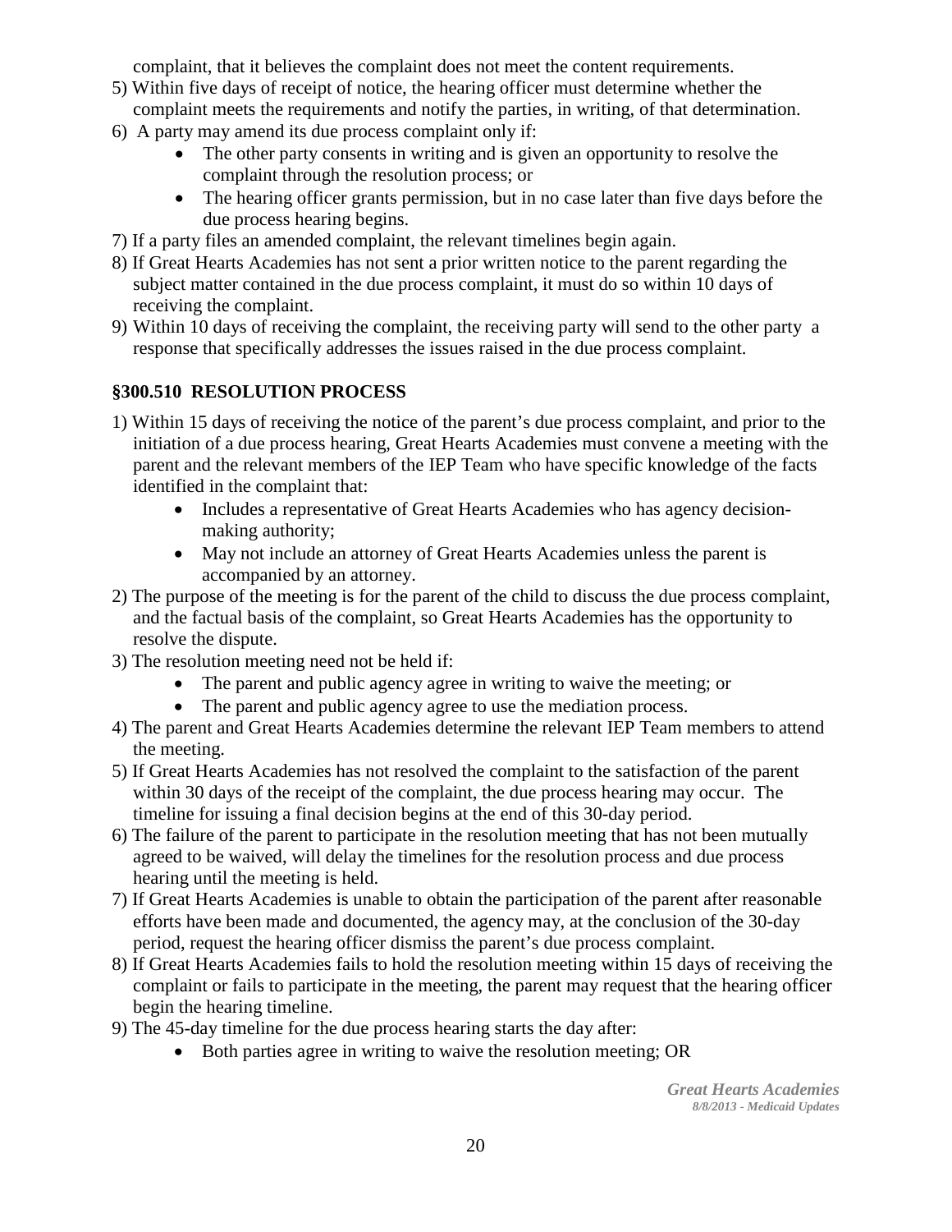complaint, that it believes the complaint does not meet the content requirements.

5) Within five days of receipt of notice, the hearing officer must determine whether the complaint meets the requirements and notify the parties, in writing, of that determination.
6) A party may amend its due process complaint only if:
    - The other party consents in writing and is given an opportunity to resolve the complaint through the resolution process; or
    - The hearing officer grants permission, but in no case later than five days before the due process hearing begins.
7) If a party files an amended complaint, the relevant timelines begin again.
8) If Great Hearts Academies has not sent a prior written notice to the parent regarding the subject matter contained in the due process complaint, it must do so within 10 days of receiving the complaint.
9) Within 10 days of receiving the complaint, the receiving party will send to the other party a response that specifically addresses the issues raised in the due process complaint.

### §300.510 RESOLUTION PROCESS

1) Within 15 days of receiving the notice of the parent's due process complaint, and prior to the initiation of a due process hearing, Great Hearts Academies must convene a meeting with the parent and the relevant members of the IEP Team who have specific knowledge of the facts identified in the complaint that:
    - Includes a representative of Great Hearts Academies who has agency decision-making authority;
    - May not include an attorney of Great Hearts Academies unless the parent is accompanied by an attorney.
2) The purpose of the meeting is for the parent of the child to discuss the due process complaint, and the factual basis of the complaint, so Great Hearts Academies has the opportunity to resolve the dispute.
3) The resolution meeting need not be held if:
    - The parent and public agency agree in writing to waive the meeting; or
    - The parent and public agency agree to use the mediation process.
4) The parent and Great Hearts Academies determine the relevant IEP Team members to attend the meeting.
5) If Great Hearts Academies has not resolved the complaint to the satisfaction of the parent within 30 days of the receipt of the complaint, the due process hearing may occur. The timeline for issuing a final decision begins at the end of this 30-day period.
6) The failure of the parent to participate in the resolution meeting that has not been mutually agreed to be waived, will delay the timelines for the resolution process and due process hearing until the meeting is held.
7) If Great Hearts Academies is unable to obtain the participation of the parent after reasonable efforts have been made and documented, the agency may, at the conclusion of the 30-day period, request the hearing officer dismiss the parent's due process complaint.
8) If Great Hearts Academies fails to hold the resolution meeting within 15 days of receiving the complaint or fails to participate in the meeting, the parent may request that the hearing officer begin the hearing timeline.
9) The 45-day timeline for the due process hearing starts the day after:
    - Both parties agree in writing to waive the resolution meeting; OR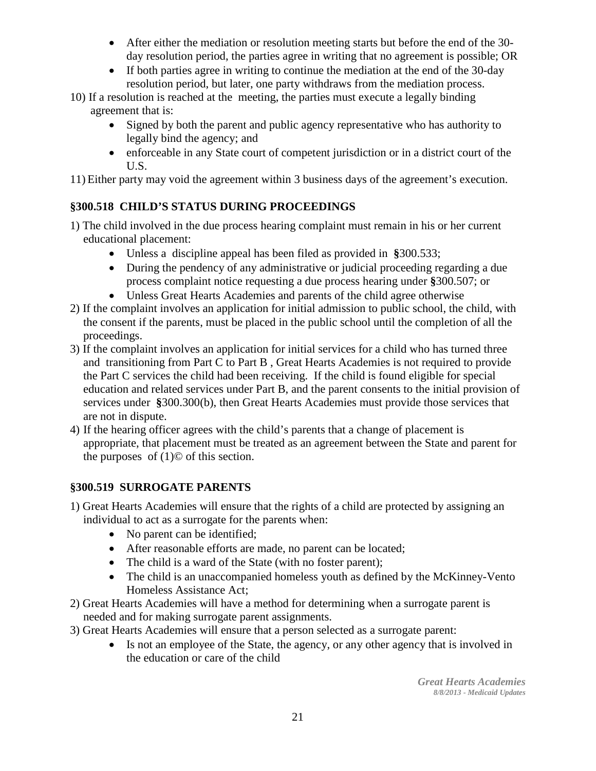- After either the mediation or resolution meeting starts but before the end of the 30-day resolution period, the parties agree in writing that no agreement is possible; OR
- If both parties agree in writing to continue the mediation at the end of the 30-day resolution period, but later, one party withdraws from the mediation process.

10) If a resolution is reached at the meeting, the parties must execute a legally binding agreement that is:
    - Signed by both the parent and public agency representative who has authority to legally bind the agency; and
    - enforceable in any State court of competent jurisdiction or in a district court of the U.S.

11) Either party may void the agreement within 3 business days of the agreement's execution.

## §300.518 CHILD'S STATUS DURING PROCEEDINGS

1) The child involved in the due process hearing complaint must remain in his or her current educational placement:
    - Unless a discipline appeal has been filed as provided in **§**300.533;
    - During the pendency of any administrative or judicial proceeding regarding a due process complaint notice requesting a due process hearing under **§**300.507; or
    - Unless Great Hearts Academies and parents of the child agree otherwise
2) If the complaint involves an application for initial admission to public school, the child, with the consent if the parents, must be placed in the public school until the completion of all the proceedings.
3) If the complaint involves an application for initial services for a child who has turned three and transitioning from Part C to Part B , Great Hearts Academies is not required to provide the Part C services the child had been receiving. If the child is found eligible for special education and related services under Part B, and the parent consents to the initial provision of services under **§**300.300(b), then Great Hearts Academies must provide those services that are not in dispute.
4) If the hearing officer agrees with the child's parents that a change of placement is appropriate, that placement must be treated as an agreement between the State and parent for the purposes of (1)© of this section.

## §300.519 SURROGATE PARENTS

1) Great Hearts Academies will ensure that the rights of a child are protected by assigning an individual to act as a surrogate for the parents when:
    - No parent can be identified;
    - After reasonable efforts are made, no parent can be located;
    - The child is a ward of the State (with no foster parent);
    - The child is an unaccompanied homeless youth as defined by the McKinney-Vento Homeless Assistance Act;
2) Great Hearts Academies will have a method for determining when a surrogate parent is needed and for making surrogate parent assignments.
3) Great Hearts Academies will ensure that a person selected as a surrogate parent:
    - Is not an employee of the State, the agency, or any other agency that is involved in the education or care of the child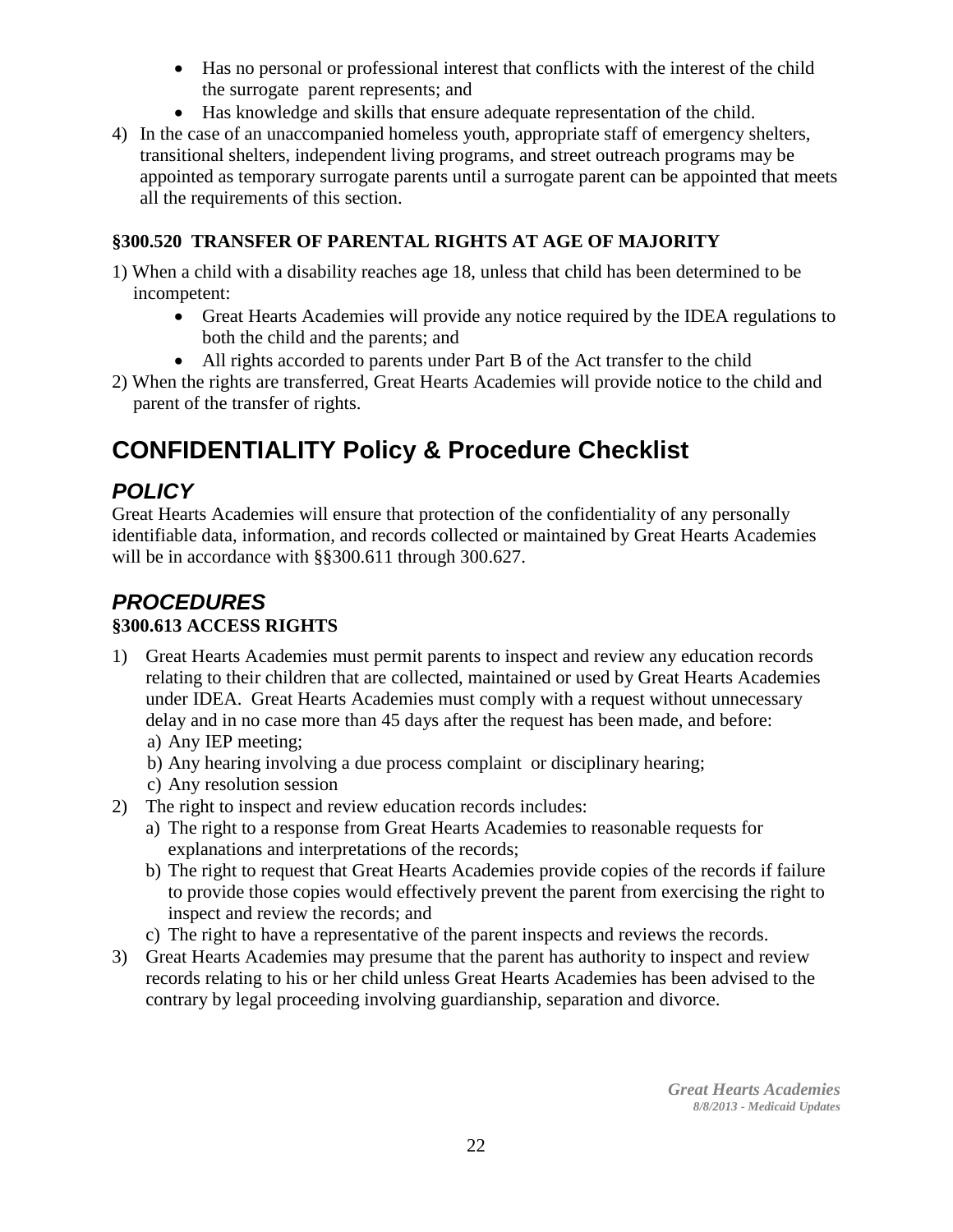- Has no personal or professional interest that conflicts with the interest of the child the surrogate parent represents; and
- Has knowledge and skills that ensure adequate representation of the child.

4) In the case of an unaccompanied homeless youth, appropriate staff of emergency shelters, transitional shelters, independent living programs, and street outreach programs may be appointed as temporary surrogate parents until a surrogate parent can be appointed that meets all the requirements of this section.

**§300.520 TRANSFER OF PARENTAL RIGHTS AT AGE OF MAJORITY**

1) When a child with a disability reaches age 18, unless that child has been determined to be incompetent:
   - Great Hearts Academies will provide any notice required by the IDEA regulations to both the child and the parents; and
   - All rights accorded to parents under Part B of the Act transfer to the child
2) When the rights are transferred, Great Hearts Academies will provide notice to the child and parent of the transfer of rights.

# CONFIDENTIALITY Policy & Procedure Checklist

## *POLICY*

Great Hearts Academies will ensure that protection of the confidentiality of any personally identifiable data, information, and records collected or maintained by Great Hearts Academies will be in accordance with §§300.611 through 300.627.

## *PROCEDURES*

**§300.613 ACCESS RIGHTS**

1) Great Hearts Academies must permit parents to inspect and review any education records relating to their children that are collected, maintained or used by Great Hearts Academies under IDEA. Great Hearts Academies must comply with a request without unnecessary delay and in no case more than 45 days after the request has been made, and before:
   a) Any IEP meeting;
   b) Any hearing involving a due process complaint or disciplinary hearing;
   c) Any resolution session
2) The right to inspect and review education records includes:
   a) The right to a response from Great Hearts Academies to reasonable requests for explanations and interpretations of the records;
   b) The right to request that Great Hearts Academies provide copies of the records if failure to provide those copies would effectively prevent the parent from exercising the right to inspect and review the records; and
   c) The right to have a representative of the parent inspects and reviews the records.
3) Great Hearts Academies may presume that the parent has authority to inspect and review records relating to his or her child unless Great Hearts Academies has been advised to the contrary by legal proceeding involving guardianship, separation and divorce.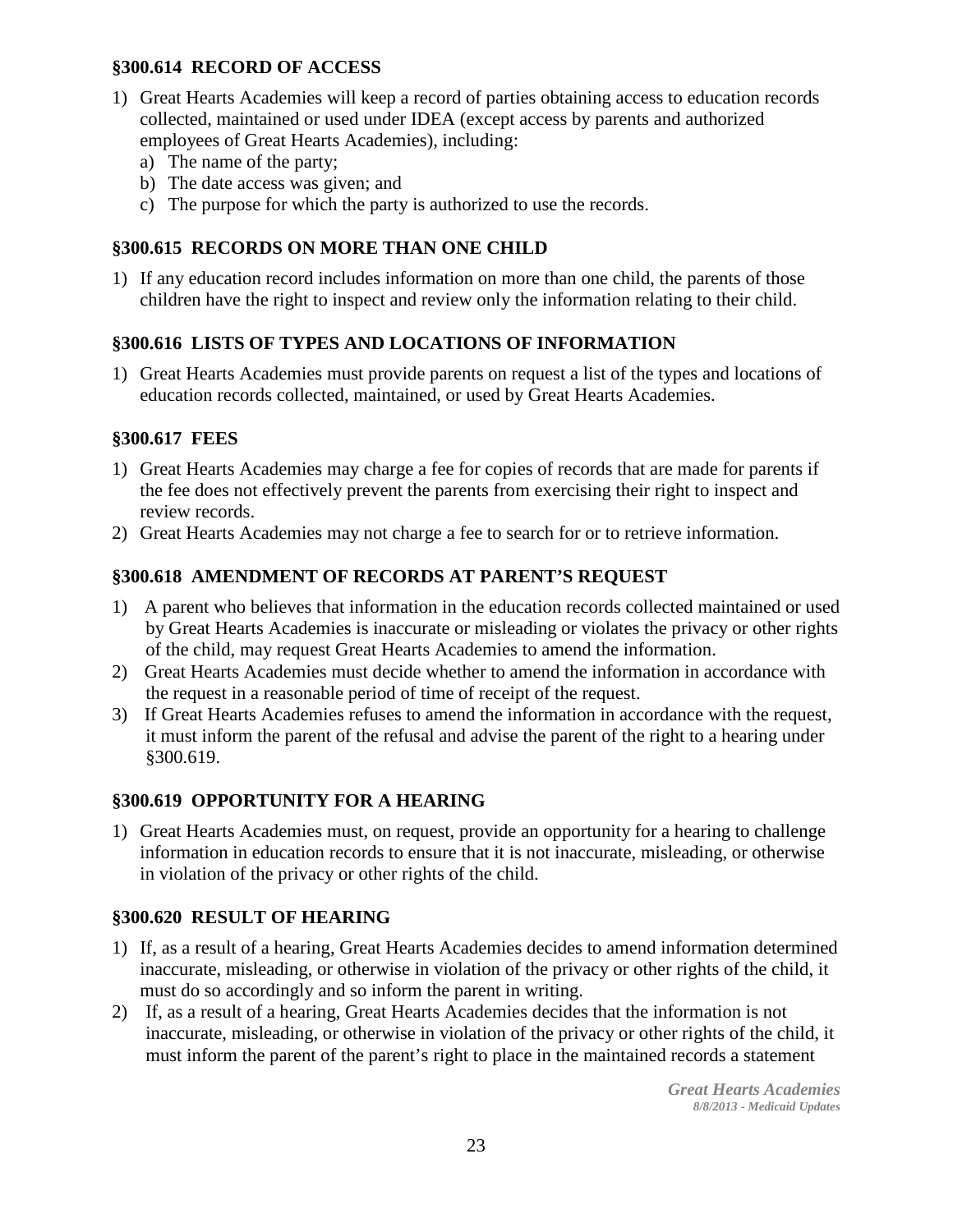### §300.614 RECORD OF ACCESS

1) Great Hearts Academies will keep a record of parties obtaining access to education records collected, maintained or used under IDEA (except access by parents and authorized employees of Great Hearts Academies), including:
   a) The name of the party;
   b) The date access was given; and
   c) The purpose for which the party is authorized to use the records.

### §300.615 RECORDS ON MORE THAN ONE CHILD

1) If any education record includes information on more than one child, the parents of those children have the right to inspect and review only the information relating to their child.

### §300.616 LISTS OF TYPES AND LOCATIONS OF INFORMATION

1) Great Hearts Academies must provide parents on request a list of the types and locations of education records collected, maintained, or used by Great Hearts Academies.

### §300.617 FEES

1) Great Hearts Academies may charge a fee for copies of records that are made for parents if the fee does not effectively prevent the parents from exercising their right to inspect and review records.
2) Great Hearts Academies may not charge a fee to search for or to retrieve information.

### §300.618 AMENDMENT OF RECORDS AT PARENT'S REQUEST

1) A parent who believes that information in the education records collected maintained or used by Great Hearts Academies is inaccurate or misleading or violates the privacy or other rights of the child, may request Great Hearts Academies to amend the information.
2) Great Hearts Academies must decide whether to amend the information in accordance with the request in a reasonable period of time of receipt of the request.
3) If Great Hearts Academies refuses to amend the information in accordance with the request, it must inform the parent of the refusal and advise the parent of the right to a hearing under §300.619.

### §300.619 OPPORTUNITY FOR A HEARING

1) Great Hearts Academies must, on request, provide an opportunity for a hearing to challenge information in education records to ensure that it is not inaccurate, misleading, or otherwise in violation of the privacy or other rights of the child.

### §300.620 RESULT OF HEARING

1) If, as a result of a hearing, Great Hearts Academies decides to amend information determined inaccurate, misleading, or otherwise in violation of the privacy or other rights of the child, it must do so accordingly and so inform the parent in writing.
2) If, as a result of a hearing, Great Hearts Academies decides that the information is not inaccurate, misleading, or otherwise in violation of the privacy or other rights of the child, it must inform the parent of the parent's right to place in the maintained records a statement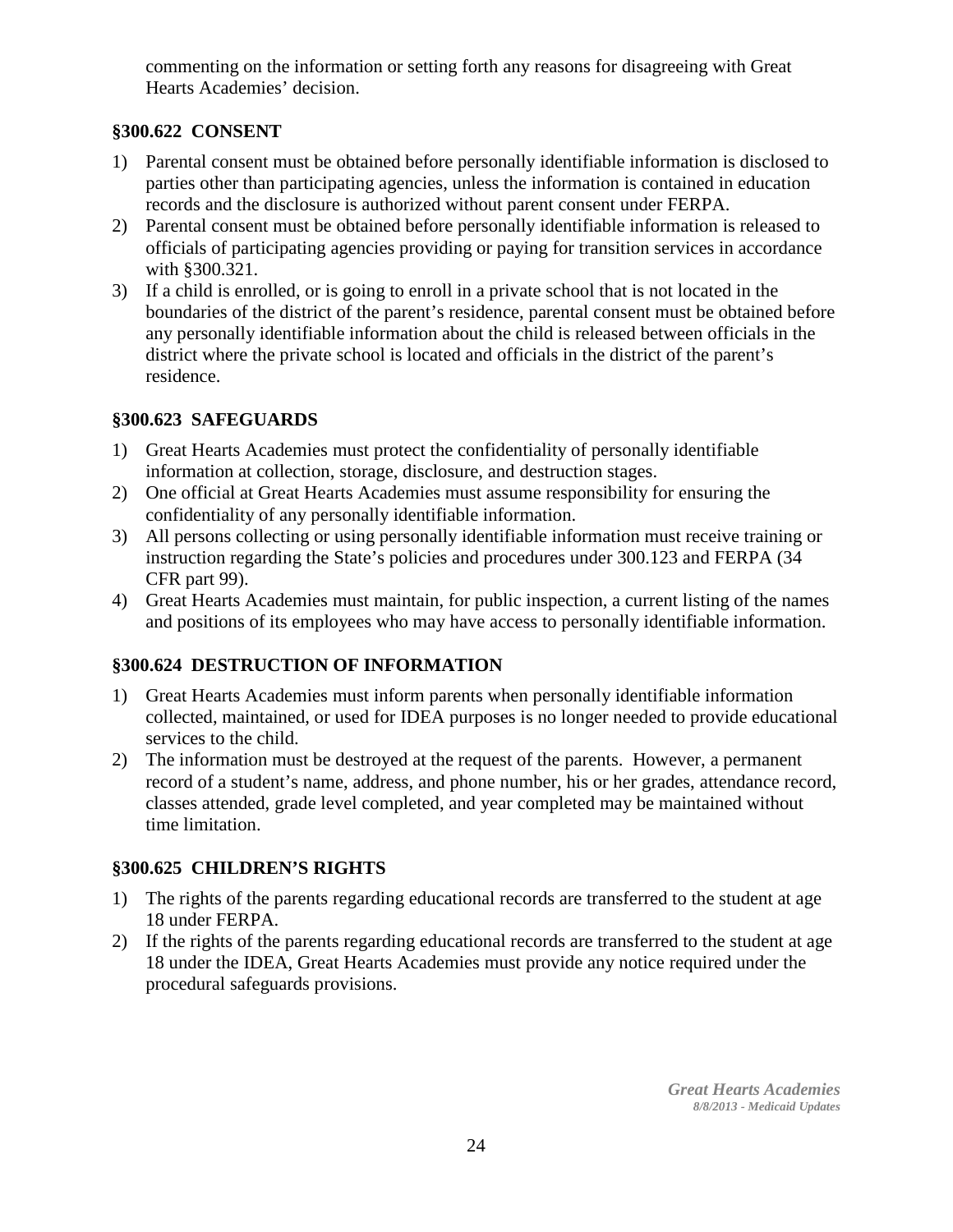commenting on the information or setting forth any reasons for disagreeing with Great Hearts Academies' decision.

### §300.622 CONSENT

1) Parental consent must be obtained before personally identifiable information is disclosed to parties other than participating agencies, unless the information is contained in education records and the disclosure is authorized without parent consent under FERPA.
2) Parental consent must be obtained before personally identifiable information is released to officials of participating agencies providing or paying for transition services in accordance with §300.321.
3) If a child is enrolled, or is going to enroll in a private school that is not located in the boundaries of the district of the parent's residence, parental consent must be obtained before any personally identifiable information about the child is released between officials in the district where the private school is located and officials in the district of the parent's residence.

### §300.623 SAFEGUARDS

1) Great Hearts Academies must protect the confidentiality of personally identifiable information at collection, storage, disclosure, and destruction stages.
2) One official at Great Hearts Academies must assume responsibility for ensuring the confidentiality of any personally identifiable information.
3) All persons collecting or using personally identifiable information must receive training or instruction regarding the State's policies and procedures under 300.123 and FERPA (34 CFR part 99).
4) Great Hearts Academies must maintain, for public inspection, a current listing of the names and positions of its employees who may have access to personally identifiable information.

### §300.624 DESTRUCTION OF INFORMATION

1) Great Hearts Academies must inform parents when personally identifiable information collected, maintained, or used for IDEA purposes is no longer needed to provide educational services to the child.
2) The information must be destroyed at the request of the parents. However, a permanent record of a student's name, address, and phone number, his or her grades, attendance record, classes attended, grade level completed, and year completed may be maintained without time limitation.

### §300.625 CHILDREN'S RIGHTS

1) The rights of the parents regarding educational records are transferred to the student at age 18 under FERPA.
2) If the rights of the parents regarding educational records are transferred to the student at age 18 under the IDEA, Great Hearts Academies must provide any notice required under the procedural safeguards provisions.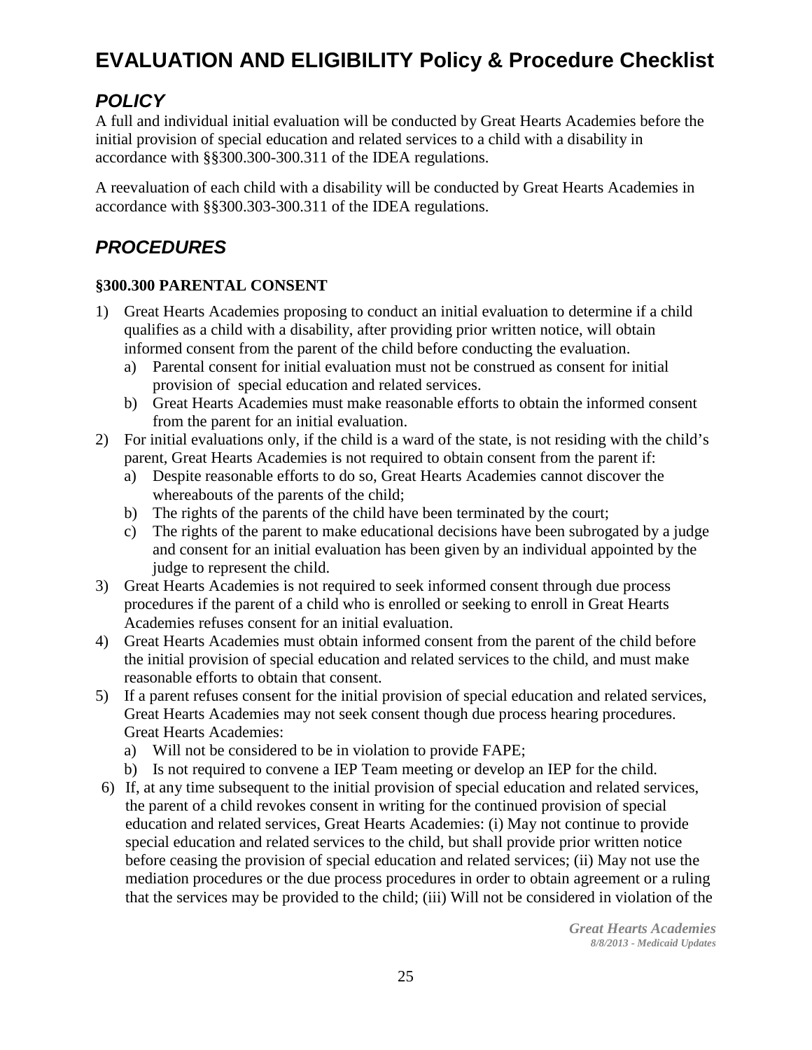# EVALUATION AND ELIGIBILITY Policy & Procedure Checklist

## *POLICY*

A full and individual initial evaluation will be conducted by Great Hearts Academies before the initial provision of special education and related services to a child with a disability in accordance with §§300.300-300.311 of the IDEA regulations.

A reevaluation of each child with a disability will be conducted by Great Hearts Academies in accordance with §§300.303-300.311 of the IDEA regulations.

## *PROCEDURES*

### §300.300 PARENTAL CONSENT

1) Great Hearts Academies proposing to conduct an initial evaluation to determine if a child qualifies as a child with a disability, after providing prior written notice, will obtain informed consent from the parent of the child before conducting the evaluation.
   a) Parental consent for initial evaluation must not be construed as consent for initial provision of special education and related services.
   b) Great Hearts Academies must make reasonable efforts to obtain the informed consent from the parent for an initial evaluation.
2) For initial evaluations only, if the child is a ward of the state, is not residing with the child's parent, Great Hearts Academies is not required to obtain consent from the parent if:
   a) Despite reasonable efforts to do so, Great Hearts Academies cannot discover the whereabouts of the parents of the child;
   b) The rights of the parents of the child have been terminated by the court;
   c) The rights of the parent to make educational decisions have been subrogated by a judge and consent for an initial evaluation has been given by an individual appointed by the judge to represent the child.
3) Great Hearts Academies is not required to seek informed consent through due process procedures if the parent of a child who is enrolled or seeking to enroll in Great Hearts Academies refuses consent for an initial evaluation.
4) Great Hearts Academies must obtain informed consent from the parent of the child before the initial provision of special education and related services to the child, and must make reasonable efforts to obtain that consent.
5) If a parent refuses consent for the initial provision of special education and related services, Great Hearts Academies may not seek consent though due process hearing procedures. Great Hearts Academies:
   a) Will not be considered to be in violation to provide FAPE;
   b) Is not required to convene a IEP Team meeting or develop an IEP for the child.
6) If, at any time subsequent to the initial provision of special education and related services, the parent of a child revokes consent in writing for the continued provision of special education and related services, Great Hearts Academies: (i) May not continue to provide special education and related services to the child, but shall provide prior written notice before ceasing the provision of special education and related services; (ii) May not use the mediation procedures or the due process procedures in order to obtain agreement or a ruling that the services may be provided to the child; (iii) Will not be considered in violation of the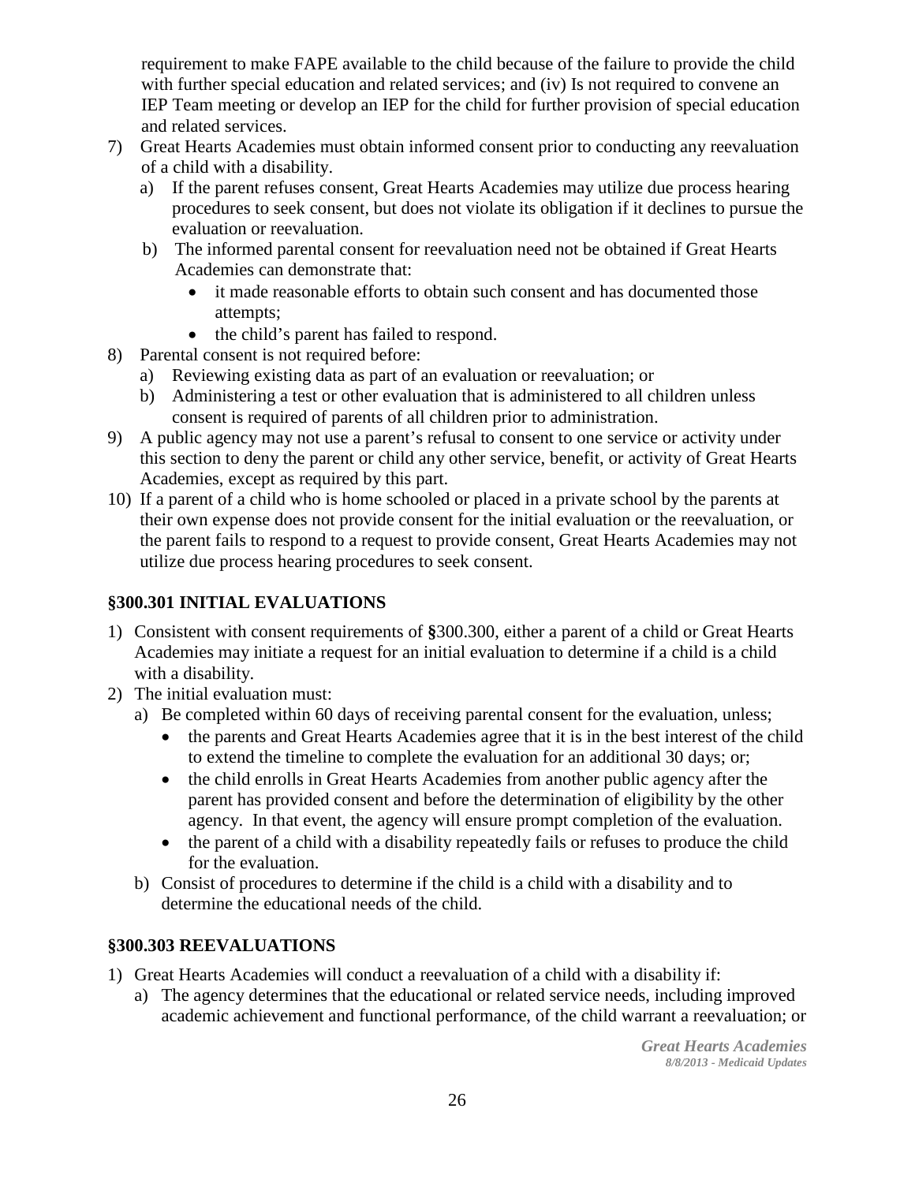requirement to make FAPE available to the child because of the failure to provide the child with further special education and related services; and (iv) Is not required to convene an IEP Team meeting or develop an IEP for the child for further provision of special education and related services.

7) Great Hearts Academies must obtain informed consent prior to conducting any reevaluation of a child with a disability.
   a) If the parent refuses consent, Great Hearts Academies may utilize due process hearing procedures to seek consent, but does not violate its obligation if it declines to pursue the evaluation or reevaluation.
   b) The informed parental consent for reevaluation need not be obtained if Great Hearts Academies can demonstrate that:
      - it made reasonable efforts to obtain such consent and has documented those attempts;
      - the child's parent has failed to respond.
8) Parental consent is not required before:
   a) Reviewing existing data as part of an evaluation or reevaluation; or
   b) Administering a test or other evaluation that is administered to all children unless consent is required of parents of all children prior to administration.
9) A public agency may not use a parent's refusal to consent to one service or activity under this section to deny the parent or child any other service, benefit, or activity of Great Hearts Academies, except as required by this part.
10) If a parent of a child who is home schooled or placed in a private school by the parents at their own expense does not provide consent for the initial evaluation or the reevaluation, or the parent fails to respond to a request to provide consent, Great Hearts Academies may not utilize due process hearing procedures to seek consent.

### §300.301 INITIAL EVALUATIONS

1) Consistent with consent requirements of §300.300, either a parent of a child or Great Hearts Academies may initiate a request for an initial evaluation to determine if a child is a child with a disability.
2) The initial evaluation must:
   a) Be completed within 60 days of receiving parental consent for the evaluation, unless;
      - the parents and Great Hearts Academies agree that it is in the best interest of the child to extend the timeline to complete the evaluation for an additional 30 days; or;
      - the child enrolls in Great Hearts Academies from another public agency after the parent has provided consent and before the determination of eligibility by the other agency. In that event, the agency will ensure prompt completion of the evaluation.
      - the parent of a child with a disability repeatedly fails or refuses to produce the child for the evaluation.
   b) Consist of procedures to determine if the child is a child with a disability and to determine the educational needs of the child.

### §300.303 REEVALUATIONS

1) Great Hearts Academies will conduct a reevaluation of a child with a disability if:
   a) The agency determines that the educational or related service needs, including improved academic achievement and functional performance, of the child warrant a reevaluation; or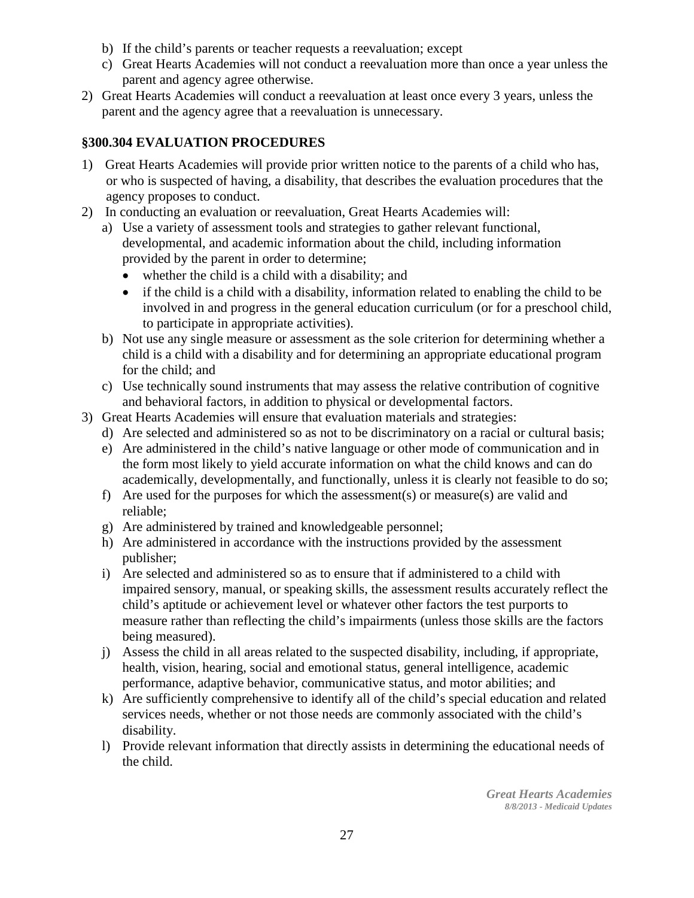b) If the child's parents or teacher requests a reevaluation; except
c) Great Hearts Academies will not conduct a reevaluation more than once a year unless the parent and agency agree otherwise.

2) Great Hearts Academies will conduct a reevaluation at least once every 3 years, unless the parent and the agency agree that a reevaluation is unnecessary.

### §300.304 EVALUATION PROCEDURES

1) Great Hearts Academies will provide prior written notice to the parents of a child who has, or who is suspected of having, a disability, that describes the evaluation procedures that the agency proposes to conduct.
2) In conducting an evaluation or reevaluation, Great Hearts Academies will:
   a) Use a variety of assessment tools and strategies to gather relevant functional, developmental, and academic information about the child, including information provided by the parent in order to determine;
      - whether the child is a child with a disability; and
      - if the child is a child with a disability, information related to enabling the child to be involved in and progress in the general education curriculum (or for a preschool child, to participate in appropriate activities).
   b) Not use any single measure or assessment as the sole criterion for determining whether a child is a child with a disability and for determining an appropriate educational program for the child; and
   c) Use technically sound instruments that may assess the relative contribution of cognitive and behavioral factors, in addition to physical or developmental factors.
3) Great Hearts Academies will ensure that evaluation materials and strategies:
   d) Are selected and administered so as not to be discriminatory on a racial or cultural basis;
   e) Are administered in the child's native language or other mode of communication and in the form most likely to yield accurate information on what the child knows and can do academically, developmentally, and functionally, unless it is clearly not feasible to do so;
   f) Are used for the purposes for which the assessment(s) or measure(s) are valid and reliable;
   g) Are administered by trained and knowledgeable personnel;
   h) Are administered in accordance with the instructions provided by the assessment publisher;
   i) Are selected and administered so as to ensure that if administered to a child with impaired sensory, manual, or speaking skills, the assessment results accurately reflect the child's aptitude or achievement level or whatever other factors the test purports to measure rather than reflecting the child's impairments (unless those skills are the factors being measured).
   j) Assess the child in all areas related to the suspected disability, including, if appropriate, health, vision, hearing, social and emotional status, general intelligence, academic performance, adaptive behavior, communicative status, and motor abilities; and
   k) Are sufficiently comprehensive to identify all of the child's special education and related services needs, whether or not those needs are commonly associated with the child's disability.
   l) Provide relevant information that directly assists in determining the educational needs of the child.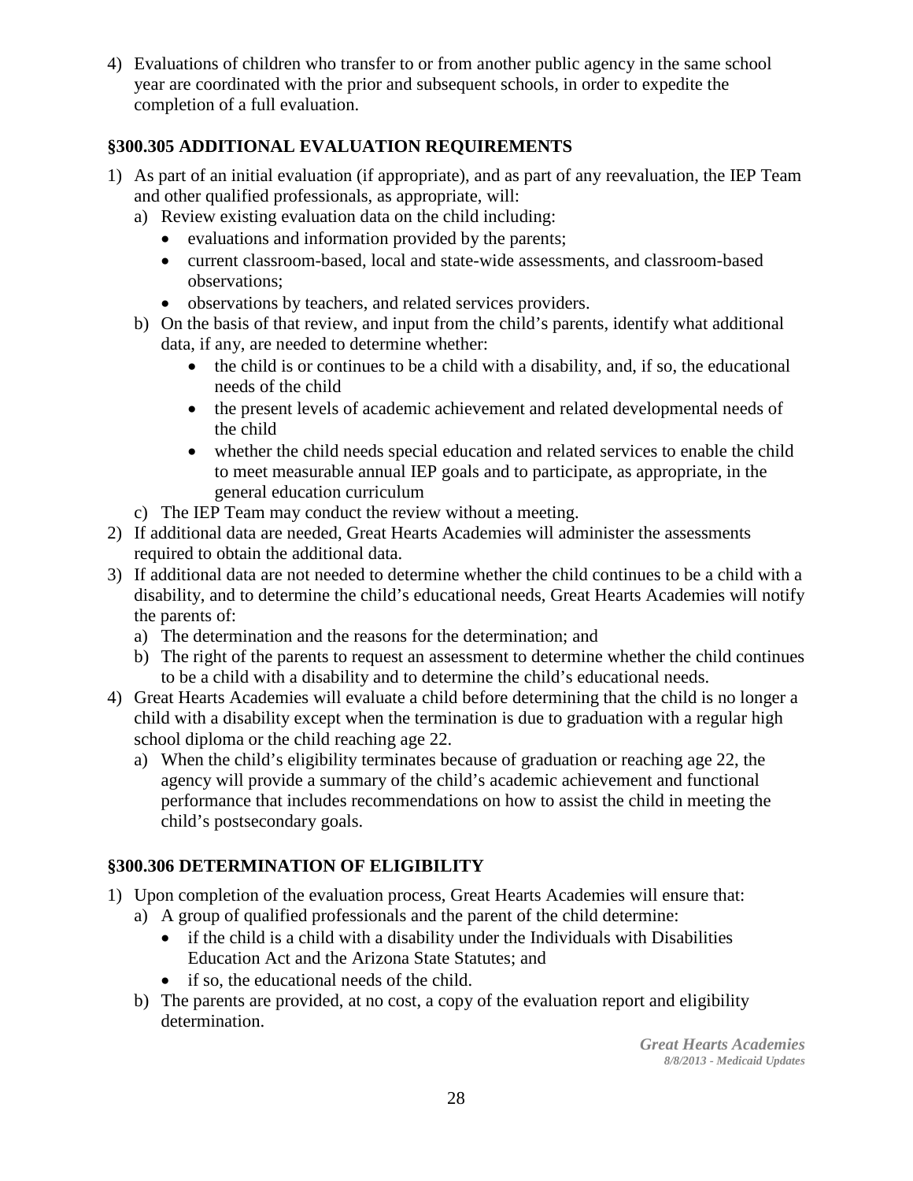4) Evaluations of children who transfer to or from another public agency in the same school year are coordinated with the prior and subsequent schools, in order to expedite the completion of a full evaluation.

### §300.305 ADDITIONAL EVALUATION REQUIREMENTS

1) As part of an initial evaluation (if appropriate), and as part of any reevaluation, the IEP Team and other qualified professionals, as appropriate, will:
   a) Review existing evaluation data on the child including:
      - evaluations and information provided by the parents;
      - current classroom-based, local and state-wide assessments, and classroom-based observations;
      - observations by teachers, and related services providers.
   b) On the basis of that review, and input from the child's parents, identify what additional data, if any, are needed to determine whether:
      - the child is or continues to be a child with a disability, and, if so, the educational needs of the child
      - the present levels of academic achievement and related developmental needs of the child
      - whether the child needs special education and related services to enable the child to meet measurable annual IEP goals and to participate, as appropriate, in the general education curriculum
   c) The IEP Team may conduct the review without a meeting.
2) If additional data are needed, Great Hearts Academies will administer the assessments required to obtain the additional data.
3) If additional data are not needed to determine whether the child continues to be a child with a disability, and to determine the child's educational needs, Great Hearts Academies will notify the parents of:
   a) The determination and the reasons for the determination; and
   b) The right of the parents to request an assessment to determine whether the child continues to be a child with a disability and to determine the child's educational needs.
4) Great Hearts Academies will evaluate a child before determining that the child is no longer a child with a disability except when the termination is due to graduation with a regular high school diploma or the child reaching age 22.
   a) When the child's eligibility terminates because of graduation or reaching age 22, the agency will provide a summary of the child's academic achievement and functional performance that includes recommendations on how to assist the child in meeting the child's postsecondary goals.

### §300.306 DETERMINATION OF ELIGIBILITY

1) Upon completion of the evaluation process, Great Hearts Academies will ensure that:
   a) A group of qualified professionals and the parent of the child determine:
      - if the child is a child with a disability under the Individuals with Disabilities Education Act and the Arizona State Statutes; and
      - if so, the educational needs of the child.
   b) The parents are provided, at no cost, a copy of the evaluation report and eligibility determination.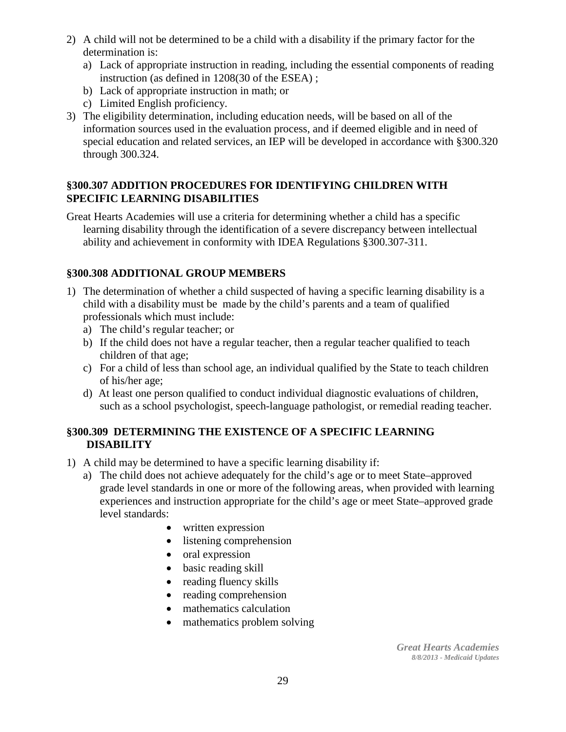2) A child will not be determined to be a child with a disability if the primary factor for the determination is:
   a) Lack of appropriate instruction in reading, including the essential components of reading instruction (as defined in 1208(30 of the ESEA) ;
   b) Lack of appropriate instruction in math; or
   c) Limited English proficiency.
3) The eligibility determination, including education needs, will be based on all of the information sources used in the evaluation process, and if deemed eligible and in need of special education and related services, an IEP will be developed in accordance with §300.320 through 300.324.

### §300.307 ADDITION PROCEDURES FOR IDENTIFYING CHILDREN WITH SPECIFIC LEARNING DISABILITIES

Great Hearts Academies will use a criteria for determining whether a child has a specific learning disability through the identification of a severe discrepancy between intellectual ability and achievement in conformity with IDEA Regulations §300.307-311.

### §300.308 ADDITIONAL GROUP MEMBERS

1) The determination of whether a child suspected of having a specific learning disability is a child with a disability must be made by the child's parents and a team of qualified professionals which must include:
   a) The child's regular teacher; or
   b) If the child does not have a regular teacher, then a regular teacher qualified to teach children of that age;
   c) For a child of less than school age, an individual qualified by the State to teach children of his/her age;
   d) At least one person qualified to conduct individual diagnostic evaluations of children, such as a school psychologist, speech-language pathologist, or remedial reading teacher.

### §300.309 DETERMINING THE EXISTENCE OF A SPECIFIC LEARNING DISABILITY

1) A child may be determined to have a specific learning disability if:
   a) The child does not achieve adequately for the child's age or to meet State–approved grade level standards in one or more of the following areas, when provided with learning experiences and instruction appropriate for the child's age or meet State–approved grade level standards:
      - written expression
      - listening comprehension
      - oral expression
      - basic reading skill
      - reading fluency skills
      - reading comprehension
      - mathematics calculation
      - mathematics problem solving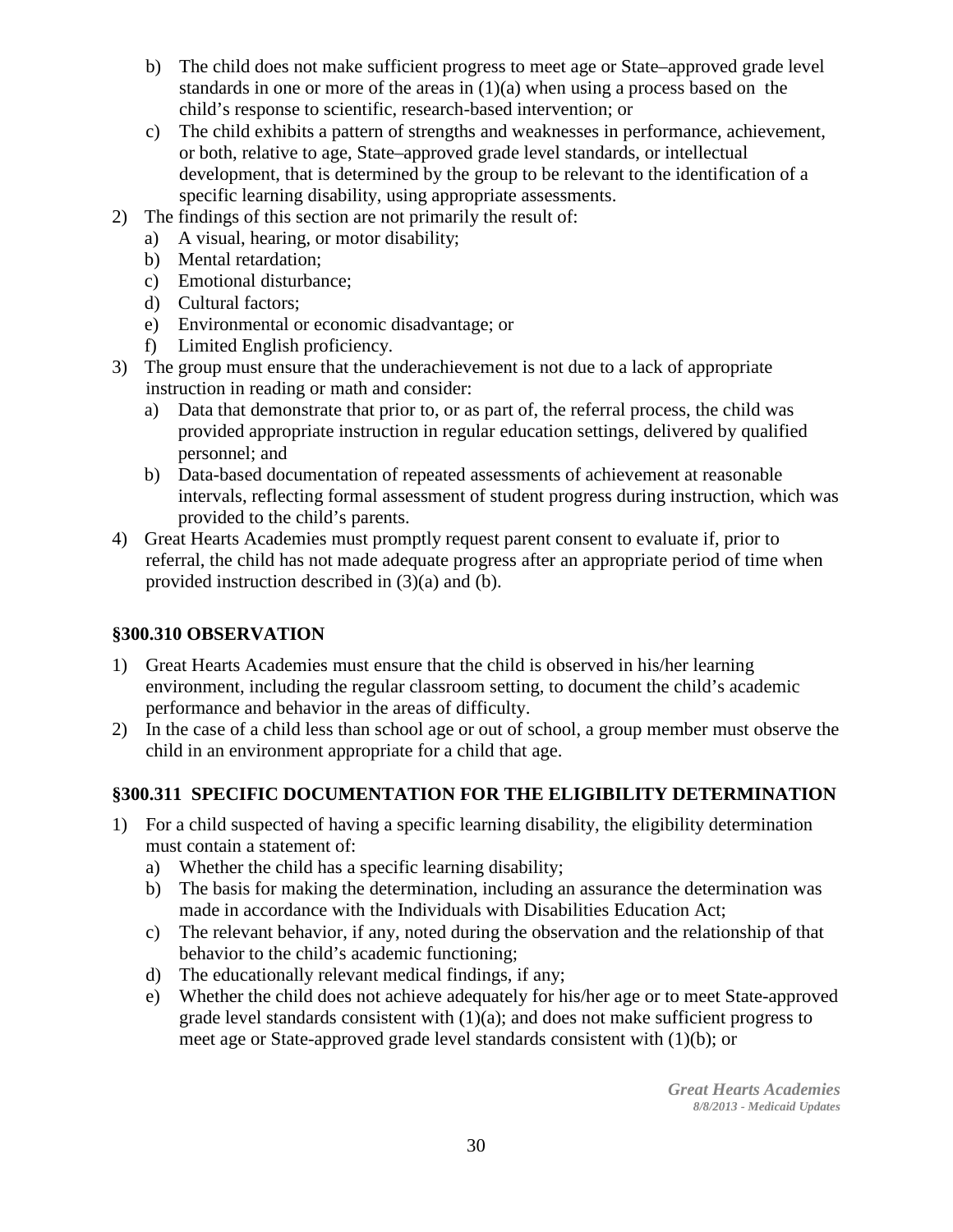b) The child does not make sufficient progress to meet age or State–approved grade level standards in one or more of the areas in (1)(a) when using a process based on the child's response to scientific, research-based intervention; or

c) The child exhibits a pattern of strengths and weaknesses in performance, achievement, or both, relative to age, State–approved grade level standards, or intellectual development, that is determined by the group to be relevant to the identification of a specific learning disability, using appropriate assessments.

2) The findings of this section are not primarily the result of:
   a) A visual, hearing, or motor disability;
   b) Mental retardation;
   c) Emotional disturbance;
   d) Cultural factors;
   e) Environmental or economic disadvantage; or
   f) Limited English proficiency.

3) The group must ensure that the underachievement is not due to a lack of appropriate instruction in reading or math and consider:
   a) Data that demonstrate that prior to, or as part of, the referral process, the child was provided appropriate instruction in regular education settings, delivered by qualified personnel; and
   b) Data-based documentation of repeated assessments of achievement at reasonable intervals, reflecting formal assessment of student progress during instruction, which was provided to the child's parents.

4) Great Hearts Academies must promptly request parent consent to evaluate if, prior to referral, the child has not made adequate progress after an appropriate period of time when provided instruction described in (3)(a) and (b).

### §300.310 OBSERVATION

1) Great Hearts Academies must ensure that the child is observed in his/her learning environment, including the regular classroom setting, to document the child's academic performance and behavior in the areas of difficulty.
2) In the case of a child less than school age or out of school, a group member must observe the child in an environment appropriate for a child that age.

### §300.311 SPECIFIC DOCUMENTATION FOR THE ELIGIBILITY DETERMINATION

1) For a child suspected of having a specific learning disability, the eligibility determination must contain a statement of:
   a) Whether the child has a specific learning disability;
   b) The basis for making the determination, including an assurance the determination was made in accordance with the Individuals with Disabilities Education Act;
   c) The relevant behavior, if any, noted during the observation and the relationship of that behavior to the child's academic functioning;
   d) The educationally relevant medical findings, if any;
   e) Whether the child does not achieve adequately for his/her age or to meet State-approved grade level standards consistent with (1)(a); and does not make sufficient progress to meet age or State-approved grade level standards consistent with (1)(b); or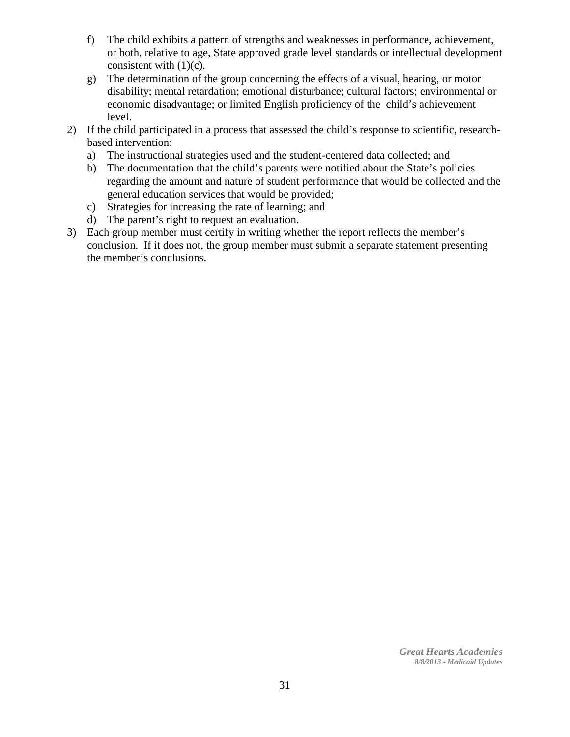f) The child exhibits a pattern of strengths and weaknesses in performance, achievement, or both, relative to age, State approved grade level standards or intellectual development consistent with (1)(c).
g) The determination of the group concerning the effects of a visual, hearing, or motor disability; mental retardation; emotional disturbance; cultural factors; environmental or economic disadvantage; or limited English proficiency of the child's achievement level.

2) If the child participated in a process that assessed the child's response to scientific, research-based intervention:
   a) The instructional strategies used and the student-centered data collected; and
   b) The documentation that the child's parents were notified about the State's policies regarding the amount and nature of student performance that would be collected and the general education services that would be provided;
   c) Strategies for increasing the rate of learning; and
   d) The parent's right to request an evaluation.
3) Each group member must certify in writing whether the report reflects the member's conclusion. If it does not, the group member must submit a separate statement presenting the member's conclusions.